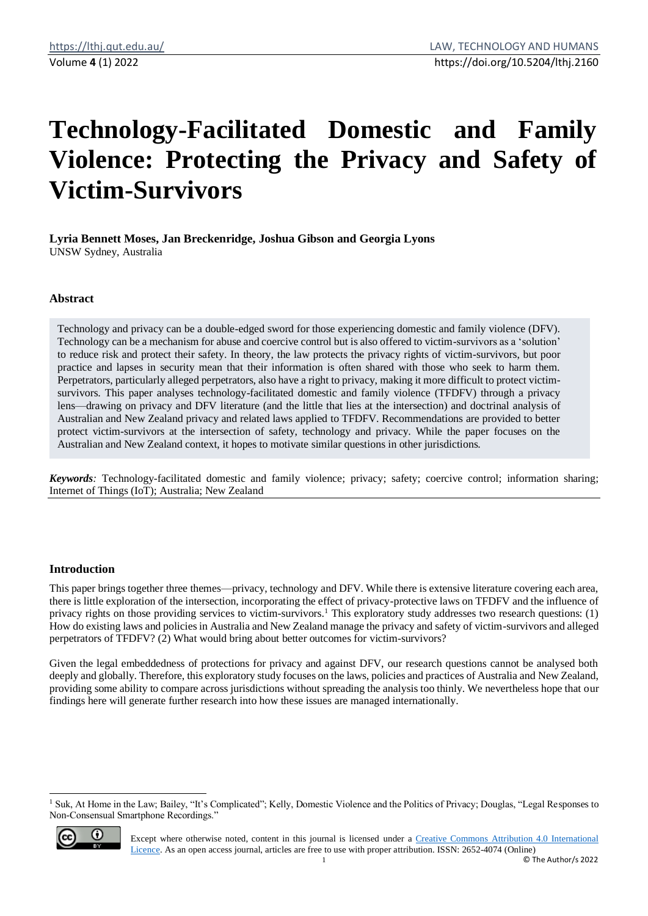# Technology-Facilitated Domestic and Family Violence: Protecting the Privacy and Safety of Victim-Survivors

**Lyria Bennett Moses, Jan Breckenridge, Joshua Gibson and Georgia Lyons**
UNSW Sydney, Australia

### Abstract

Technology and privacy can be a double-edged sword for those experiencing domestic and family violence (DFV). Technology can be a mechanism for abuse and coercive control but is also offered to victim-survivors as a 'solution' to reduce risk and protect their safety. In theory, the law protects the privacy rights of victim-survivors, but poor practice and lapses in security mean that their information is often shared with those who seek to harm them. Perpetrators, particularly alleged perpetrators, also have a right to privacy, making it more difficult to protect victim-survivors. This paper analyses technology-facilitated domestic and family violence (TFDFV) through a privacy lens—drawing on privacy and DFV literature (and the little that lies at the intersection) and doctrinal analysis of Australian and New Zealand privacy and related laws applied to TFDFV. Recommendations are provided to better protect victim-survivors at the intersection of safety, technology and privacy. While the paper focuses on the Australian and New Zealand context, it hopes to motivate similar questions in other jurisdictions.

***Keywords**:* Technology-facilitated domestic and family violence; privacy; safety; coercive control; information sharing; Internet of Things (IoT); Australia; New Zealand

### Introduction

This paper brings together three themes—privacy, technology and DFV. While there is extensive literature covering each area, there is little exploration of the intersection, incorporating the effect of privacy-protective laws on TFDFV and the influence of privacy rights on those providing services to victim-survivors.[1] This exploratory study addresses two research questions: (1) How do existing laws and policies in Australia and New Zealand manage the privacy and safety of victim-survivors and alleged perpetrators of TFDFV? (2) What would bring about better outcomes for victim-survivors?

Given the legal embeddedness of protections for privacy and against DFV, our research questions cannot be analysed both deeply and globally. Therefore, this exploratory study focuses on the laws, policies and practices of Australia and New Zealand, providing some ability to compare across jurisdictions without spreading the analysis too thinly. We nevertheless hope that our findings here will generate further research into how these issues are managed internationally.

---

[1] Suk, At Home in the Law; Bailey, "It's Complicated"; Kelly, Domestic Violence and the Politics of Privacy; Douglas, "Legal Responses to Non-Consensual Smartphone Recordings."

Except where otherwise noted, content in this journal is licensed under a Creative Commons Attribution 4.0 International Licence. As an open access journal, articles are free to use with proper attribution. ISSN: 2652-4074 (Online)

© The Author/s 2022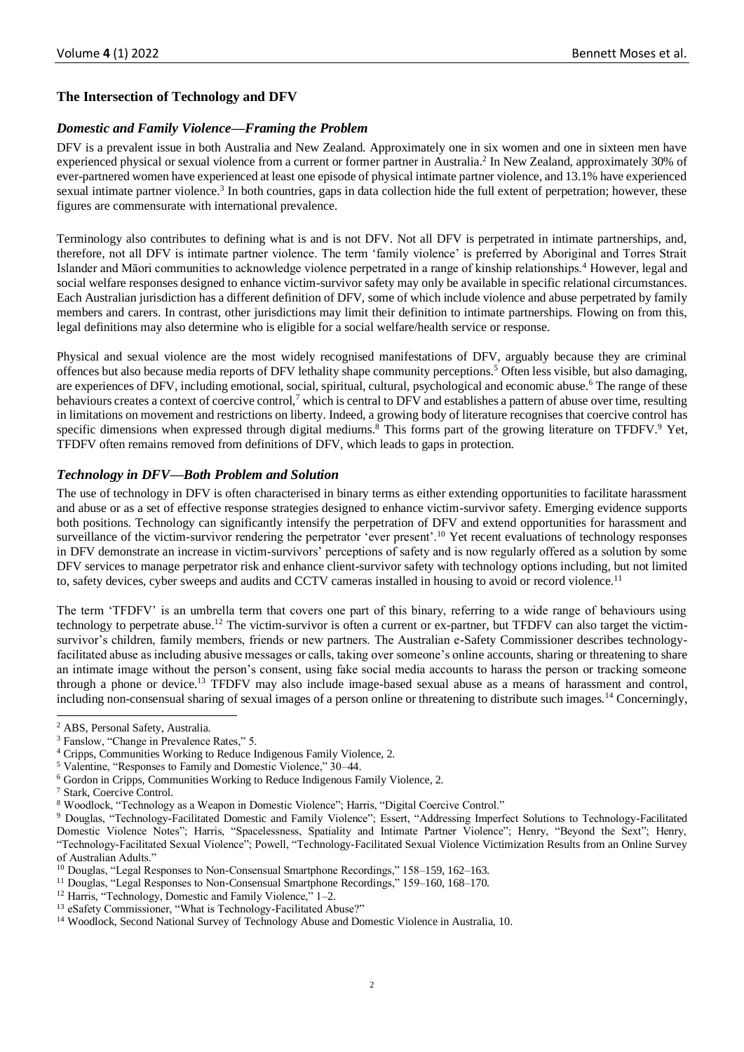## The Intersection of Technology and DFV

### *Domestic and Family Violence—Framing the Problem*

DFV is a prevalent issue in both Australia and New Zealand. Approximately one in six women and one in sixteen men have experienced physical or sexual violence from a current or former partner in Australia.[2] In New Zealand, approximately 30% of ever-partnered women have experienced at least one episode of physical intimate partner violence, and 13.1% have experienced sexual intimate partner violence.[3] In both countries, gaps in data collection hide the full extent of perpetration; however, these figures are commensurate with international prevalence.

Terminology also contributes to defining what is and is not DFV. Not all DFV is perpetrated in intimate partnerships, and, therefore, not all DFV is intimate partner violence. The term 'family violence' is preferred by Aboriginal and Torres Strait Islander and Māori communities to acknowledge violence perpetrated in a range of kinship relationships.[4] However, legal and social welfare responses designed to enhance victim-survivor safety may only be available in specific relational circumstances. Each Australian jurisdiction has a different definition of DFV, some of which include violence and abuse perpetrated by family members and carers. In contrast, other jurisdictions may limit their definition to intimate partnerships. Flowing on from this, legal definitions may also determine who is eligible for a social welfare/health service or response.

Physical and sexual violence are the most widely recognised manifestations of DFV, arguably because they are criminal offences but also because media reports of DFV lethality shape community perceptions.[5] Often less visible, but also damaging, are experiences of DFV, including emotional, social, spiritual, cultural, psychological and economic abuse.[6] The range of these behaviours creates a context of coercive control,[7] which is central to DFV and establishes a pattern of abuse over time, resulting in limitations on movement and restrictions on liberty. Indeed, a growing body of literature recognises that coercive control has specific dimensions when expressed through digital mediums.[8] This forms part of the growing literature on TFDFV.[9] Yet, TFDFV often remains removed from definitions of DFV, which leads to gaps in protection.

### *Technology in DFV—Both Problem and Solution*

The use of technology in DFV is often characterised in binary terms as either extending opportunities to facilitate harassment and abuse or as a set of effective response strategies designed to enhance victim-survivor safety. Emerging evidence supports both positions. Technology can significantly intensify the perpetration of DFV and extend opportunities for harassment and surveillance of the victim-survivor rendering the perpetrator 'ever present'.[10] Yet recent evaluations of technology responses in DFV demonstrate an increase in victim-survivors' perceptions of safety and is now regularly offered as a solution by some DFV services to manage perpetrator risk and enhance client-survivor safety with technology options including, but not limited to, safety devices, cyber sweeps and audits and CCTV cameras installed in housing to avoid or record violence.[11]

The term 'TFDFV' is an umbrella term that covers one part of this binary, referring to a wide range of behaviours using technology to perpetrate abuse.[12] The victim-survivor is often a current or ex-partner, but TFDFV can also target the victim-survivor's children, family members, friends or new partners. The Australian e-Safety Commissioner describes technology-facilitated abuse as including abusive messages or calls, taking over someone's online accounts, sharing or threatening to share an intimate image without the person's consent, using fake social media accounts to harass the person or tracking someone through a phone or device.[13] TFDFV may also include image-based sexual abuse as a means of harassment and control, including non-consensual sharing of sexual images of a person online or threatening to distribute such images.[14] Concerningly,

---

[2] ABS, Personal Safety, Australia.

[3] Fanslow, "Change in Prevalence Rates," 5.

[4] Cripps, Communities Working to Reduce Indigenous Family Violence, 2.

[5] Valentine, "Responses to Family and Domestic Violence," 30–44.

[6] Gordon in Cripps, Communities Working to Reduce Indigenous Family Violence, 2.

[7] Stark, Coercive Control.

[8] Woodlock, "Technology as a Weapon in Domestic Violence"; Harris, "Digital Coercive Control."

[9] Douglas, "Technology-Facilitated Domestic and Family Violence"; Essert, "Addressing Imperfect Solutions to Technology-Facilitated Domestic Violence Notes"; Harris, "Spacelessness, Spatiality and Intimate Partner Violence"; Henry, "Beyond the Sext"; Henry, "Technology-Facilitated Sexual Violence"; Powell, "Technology-Facilitated Sexual Violence Victimization Results from an Online Survey of Australian Adults."

[10] Douglas, "Legal Responses to Non-Consensual Smartphone Recordings," 158–159, 162–163.

[11] Douglas, "Legal Responses to Non-Consensual Smartphone Recordings," 159–160, 168–170.

[12] Harris, "Technology, Domestic and Family Violence," 1–2.

[13] eSafety Commissioner, "What is Technology-Facilitated Abuse?"

[14] Woodlock, Second National Survey of Technology Abuse and Domestic Violence in Australia, 10.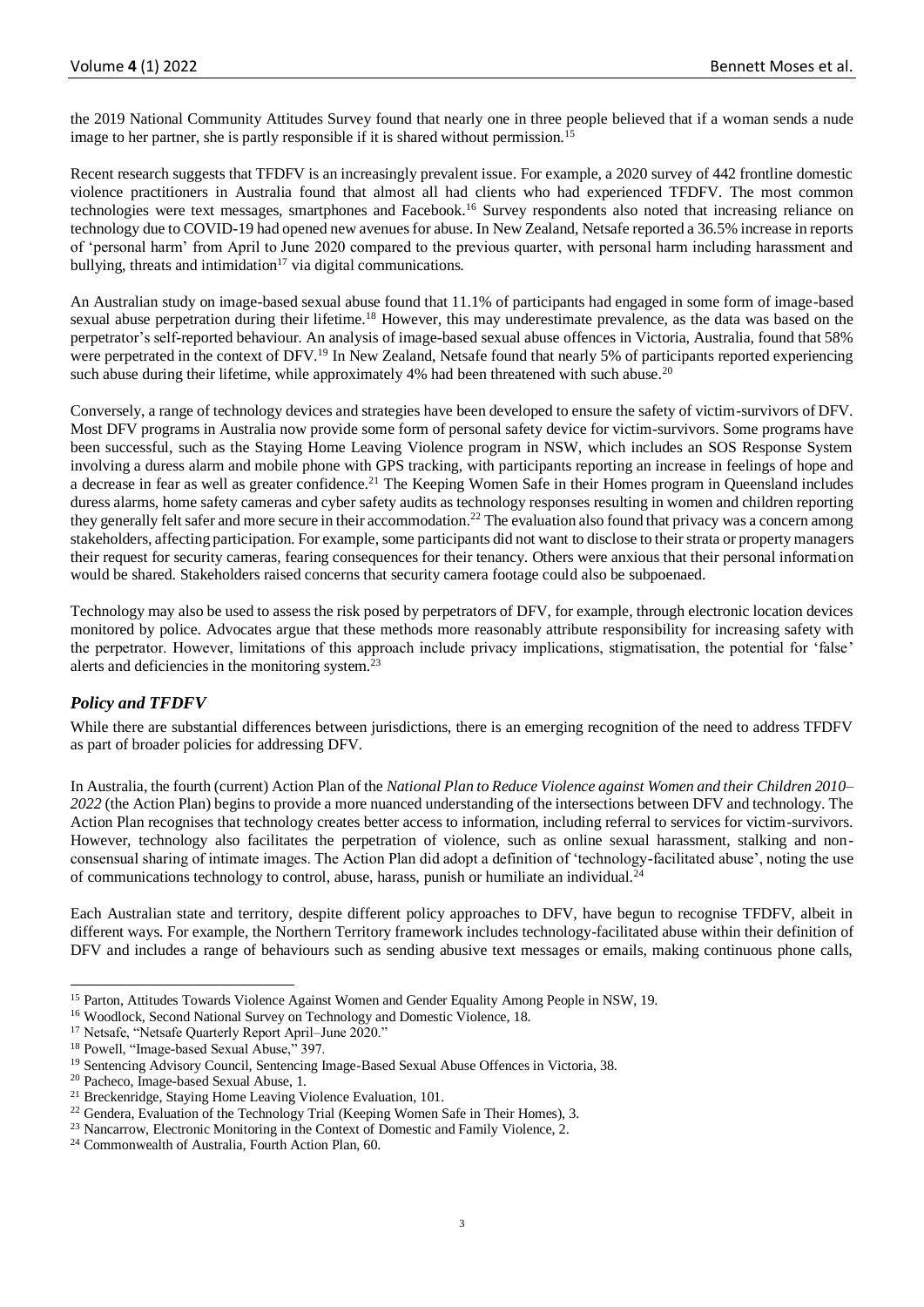the 2019 National Community Attitudes Survey found that nearly one in three people believed that if a woman sends a nude image to her partner, she is partly responsible if it is shared without permission.[15]

Recent research suggests that TFDFV is an increasingly prevalent issue. For example, a 2020 survey of 442 frontline domestic violence practitioners in Australia found that almost all had clients who had experienced TFDFV. The most common technologies were text messages, smartphones and Facebook.[16] Survey respondents also noted that increasing reliance on technology due to COVID-19 had opened new avenues for abuse. In New Zealand, Netsafe reported a 36.5% increase in reports of 'personal harm' from April to June 2020 compared to the previous quarter, with personal harm including harassment and bullying, threats and intimidation[17] via digital communications.

An Australian study on image-based sexual abuse found that 11.1% of participants had engaged in some form of image-based sexual abuse perpetration during their lifetime.[18] However, this may underestimate prevalence, as the data was based on the perpetrator's self-reported behaviour. An analysis of image-based sexual abuse offences in Victoria, Australia, found that 58% were perpetrated in the context of DFV.[19] In New Zealand, Netsafe found that nearly 5% of participants reported experiencing such abuse during their lifetime, while approximately 4% had been threatened with such abuse.[20]

Conversely, a range of technology devices and strategies have been developed to ensure the safety of victim-survivors of DFV. Most DFV programs in Australia now provide some form of personal safety device for victim-survivors. Some programs have been successful, such as the Staying Home Leaving Violence program in NSW, which includes an SOS Response System involving a duress alarm and mobile phone with GPS tracking, with participants reporting an increase in feelings of hope and a decrease in fear as well as greater confidence.[21] The Keeping Women Safe in their Homes program in Queensland includes duress alarms, home safety cameras and cyber safety audits as technology responses resulting in women and children reporting they generally felt safer and more secure in their accommodation.[22] The evaluation also found that privacy was a concern among stakeholders, affecting participation. For example, some participants did not want to disclose to their strata or property managers their request for security cameras, fearing consequences for their tenancy. Others were anxious that their personal information would be shared. Stakeholders raised concerns that security camera footage could also be subpoenaed.

Technology may also be used to assess the risk posed by perpetrators of DFV, for example, through electronic location devices monitored by police. Advocates argue that these methods more reasonably attribute responsibility for increasing safety with the perpetrator. However, limitations of this approach include privacy implications, stigmatisation, the potential for 'false' alerts and deficiencies in the monitoring system.[23]

### *Policy and TFDFV*

While there are substantial differences between jurisdictions, there is an emerging recognition of the need to address TFDFV as part of broader policies for addressing DFV.

In Australia, the fourth (current) Action Plan of the *National Plan to Reduce Violence against Women and their Children 2010–2022* (the Action Plan) begins to provide a more nuanced understanding of the intersections between DFV and technology. The Action Plan recognises that technology creates better access to information, including referral to services for victim-survivors. However, technology also facilitates the perpetration of violence, such as online sexual harassment, stalking and non-consensual sharing of intimate images. The Action Plan did adopt a definition of 'technology-facilitated abuse', noting the use of communications technology to control, abuse, harass, punish or humiliate an individual.[24]

Each Australian state and territory, despite different policy approaches to DFV, have begun to recognise TFDFV, albeit in different ways. For example, the Northern Territory framework includes technology-facilitated abuse within their definition of DFV and includes a range of behaviours such as sending abusive text messages or emails, making continuous phone calls,

---

[15] Parton, Attitudes Towards Violence Against Women and Gender Equality Among People in NSW, 19.

[16] Woodlock, Second National Survey on Technology and Domestic Violence, 18.

[17] Netsafe, "Netsafe Quarterly Report April–June 2020."

[18] Powell, "Image-based Sexual Abuse," 397.

[19] Sentencing Advisory Council, Sentencing Image-Based Sexual Abuse Offences in Victoria, 38.

[20] Pacheco, Image-based Sexual Abuse, 1.

[21] Breckenridge, Staying Home Leaving Violence Evaluation, 101.

[22] Gendera, Evaluation of the Technology Trial (Keeping Women Safe in Their Homes), 3.

[23] Nancarrow, Electronic Monitoring in the Context of Domestic and Family Violence, 2.

[24] Commonwealth of Australia, Fourth Action Plan, 60.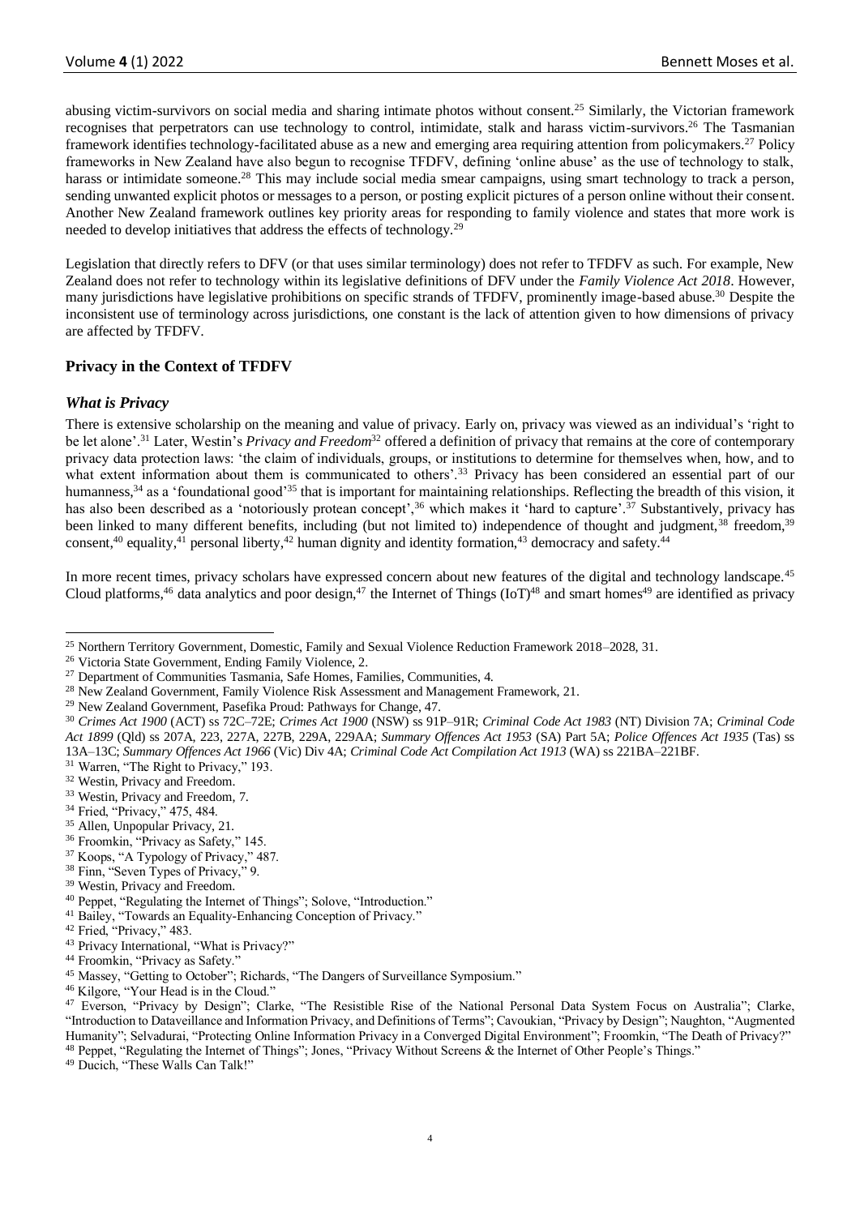abusing victim-survivors on social media and sharing intimate photos without consent.[25] Similarly, the Victorian framework recognises that perpetrators can use technology to control, intimidate, stalk and harass victim-survivors.[26] The Tasmanian framework identifies technology-facilitated abuse as a new and emerging area requiring attention from policymakers.[27] Policy frameworks in New Zealand have also begun to recognise TFDFV, defining 'online abuse' as the use of technology to stalk, harass or intimidate someone.[28] This may include social media smear campaigns, using smart technology to track a person, sending unwanted explicit photos or messages to a person, or posting explicit pictures of a person online without their consent. Another New Zealand framework outlines key priority areas for responding to family violence and states that more work is needed to develop initiatives that address the effects of technology.[29]

Legislation that directly refers to DFV (or that uses similar terminology) does not refer to TFDFV as such. For example, New Zealand does not refer to technology within its legislative definitions of DFV under the *Family Violence Act 2018*. However, many jurisdictions have legislative prohibitions on specific strands of TFDFV, prominently image-based abuse.[30] Despite the inconsistent use of terminology across jurisdictions, one constant is the lack of attention given to how dimensions of privacy are affected by TFDFV.

## Privacy in the Context of TFDFV

### *What is Privacy*

There is extensive scholarship on the meaning and value of privacy. Early on, privacy was viewed as an individual's 'right to be let alone'.[31] Later, Westin's *Privacy and Freedom*[32] offered a definition of privacy that remains at the core of contemporary privacy data protection laws: 'the claim of individuals, groups, or institutions to determine for themselves when, how, and to what extent information about them is communicated to others'.[33] Privacy has been considered an essential part of our humanness,[34] as a 'foundational good'[35] that is important for maintaining relationships. Reflecting the breadth of this vision, it has also been described as a 'notoriously protean concept',[36] which makes it 'hard to capture'.[37] Substantively, privacy has been linked to many different benefits, including (but not limited to) independence of thought and judgment,[38] freedom,[39] consent,[40] equality,[41] personal liberty,[42] human dignity and identity formation,[43] democracy and safety.[44]

In more recent times, privacy scholars have expressed concern about new features of the digital and technology landscape.[45] Cloud platforms,[46] data analytics and poor design,[47] the Internet of Things (IoT)[48] and smart homes[49] are identified as privacy

---

[25] Northern Territory Government, Domestic, Family and Sexual Violence Reduction Framework 2018–2028, 31.

[26] Victoria State Government, Ending Family Violence, 2.

[27] Department of Communities Tasmania, Safe Homes, Families, Communities, 4.

[28] New Zealand Government, Family Violence Risk Assessment and Management Framework, 21.

[29] New Zealand Government, Pasefika Proud: Pathways for Change, 47.

[30] *Crimes Act 1900* (ACT) ss 72C–72E; *Crimes Act 1900* (NSW) ss 91P–91R; *Criminal Code Act 1983* (NT) Division 7A; *Criminal Code Act 1899* (Qld) ss 207A, 223, 227A, 227B, 229A, 229AA; *Summary Offences Act 1953* (SA) Part 5A; *Police Offences Act 1935* (Tas) ss 13A–13C; *Summary Offences Act 1966* (Vic) Div 4A; *Criminal Code Act Compilation Act 1913* (WA) ss 221BA–221BF.

[31] Warren, "The Right to Privacy," 193.

[32] Westin, Privacy and Freedom.

[33] Westin, Privacy and Freedom, 7.

[34] Fried, "Privacy," 475, 484.

[35] Allen, Unpopular Privacy, 21.

[36] Froomkin, "Privacy as Safety," 145.

[37] Koops, "A Typology of Privacy," 487.

[38] Finn, "Seven Types of Privacy," 9.

[39] Westin, Privacy and Freedom.

[40] Peppet, "Regulating the Internet of Things"; Solove, "Introduction."

[41] Bailey, "Towards an Equality-Enhancing Conception of Privacy."

[42] Fried, "Privacy," 483.

[43] Privacy International, "What is Privacy?"

[44] Froomkin, "Privacy as Safety."

[45] Massey, "Getting to October"; Richards, "The Dangers of Surveillance Symposium."

[46] Kilgore, "Your Head is in the Cloud."

[47] Everson, "Privacy by Design"; Clarke, "The Resistible Rise of the National Personal Data System Focus on Australia"; Clarke, "Introduction to Dataveillance and Information Privacy, and Definitions of Terms"; Cavoukian, "Privacy by Design"; Naughton, "Augmented Humanity"; Selvadurai, "Protecting Online Information Privacy in a Converged Digital Environment"; Froomkin, "The Death of Privacy?"

[48] Peppet, "Regulating the Internet of Things"; Jones, "Privacy Without Screens & the Internet of Other People's Things."

[49] Ducich, "These Walls Can Talk!"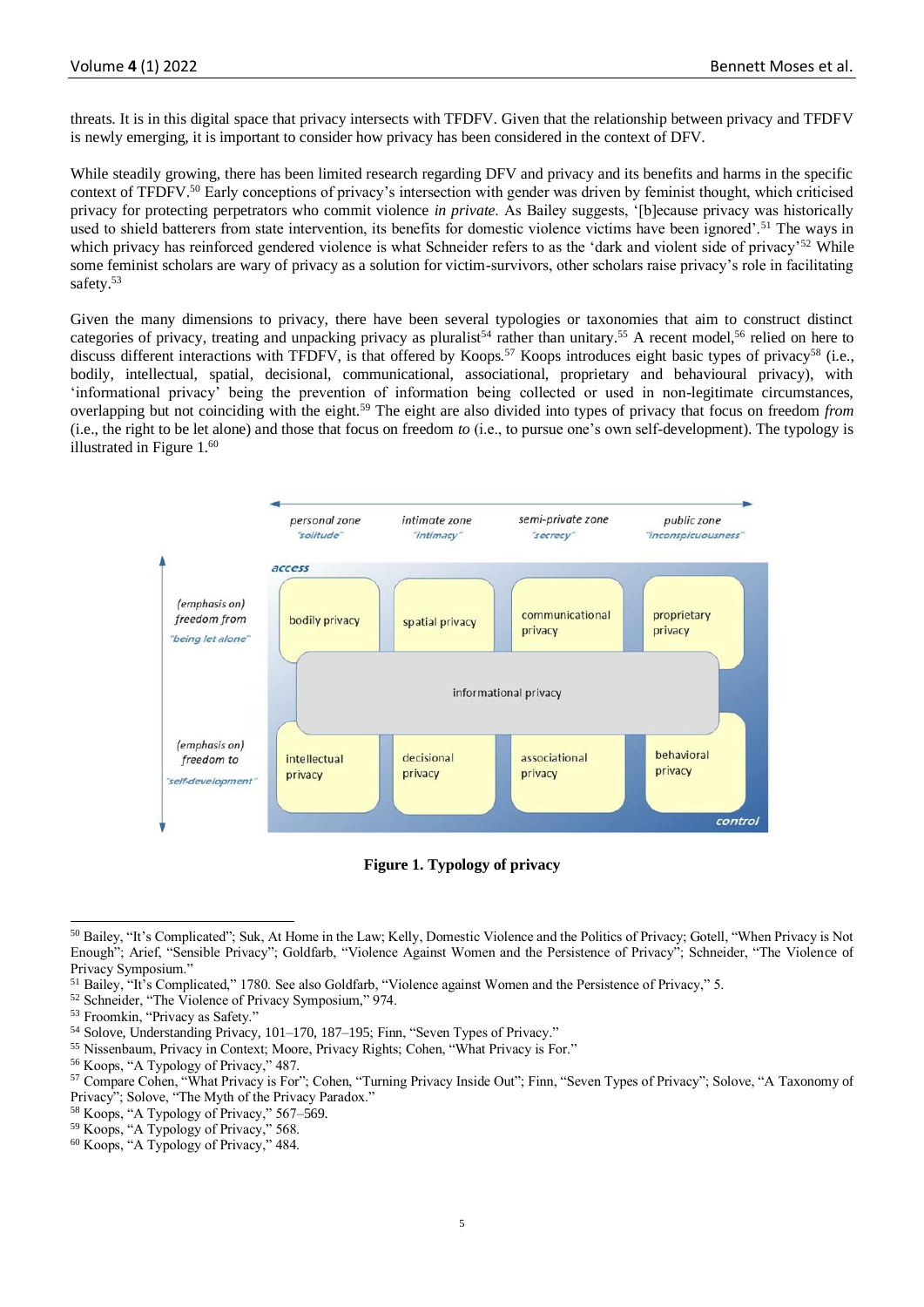threats. It is in this digital space that privacy intersects with TFDFV. Given that the relationship between privacy and TFDFV is newly emerging, it is important to consider how privacy has been considered in the context of DFV.

While steadily growing, there has been limited research regarding DFV and privacy and its benefits and harms in the specific context of TFDFV.[50] Early conceptions of privacy's intersection with gender was driven by feminist thought, which criticised privacy for protecting perpetrators who commit violence *in private*. As Bailey suggests, '[b]ecause privacy was historically used to shield batterers from state intervention, its benefits for domestic violence victims have been ignored'.[51] The ways in which privacy has reinforced gendered violence is what Schneider refers to as the 'dark and violent side of privacy'[52] While some feminist scholars are wary of privacy as a solution for victim-survivors, other scholars raise privacy's role in facilitating safety.[53]

Given the many dimensions to privacy, there have been several typologies or taxonomies that aim to construct distinct categories of privacy, treating and unpacking privacy as pluralist[54] rather than unitary.[55] A recent model,[56] relied on here to discuss different interactions with TFDFV, is that offered by Koops.[57] Koops introduces eight basic types of privacy[58] (i.e., bodily, intellectual, spatial, decisional, communicational, associational, proprietary and behavioural privacy), with 'informational privacy' being the prevention of information being collected or used in non-legitimate circumstances, overlapping but not coinciding with the eight.[59] The eight are also divided into types of privacy that focus on freedom *from* (i.e., the right to be let alone) and those that focus on freedom *to* (i.e., to pursue one's own self-development). The typology is illustrated in Figure 1.[60]

| | personal zone "solitude" | intimate zone "intimacy" | semi-private zone "secrecy" | public zone "inconspicuousness" |
|---|---|---|---|---|
| (emphasis on) freedom from "being let alone" | bodily privacy | spatial privacy | communicational privacy | proprietary privacy |
| | informational privacy | | | |
| (emphasis on) freedom to "self-development" | intellectual privacy | decisional privacy | associational privacy | behavioral privacy |

**Figure 1. Typology of privacy**

---

[50] Bailey, "It's Complicated"; Suk, At Home in the Law; Kelly, Domestic Violence and the Politics of Privacy; Gotell, "When Privacy is Not Enough"; Arief, "Sensible Privacy"; Goldfarb, "Violence Against Women and the Persistence of Privacy"; Schneider, "The Violence of Privacy Symposium."

[51] Bailey, "It's Complicated," 1780. See also Goldfarb, "Violence against Women and the Persistence of Privacy," 5.

[52] Schneider, "The Violence of Privacy Symposium," 974.

[53] Froomkin, "Privacy as Safety."

[54] Solove, Understanding Privacy, 101–170, 187–195; Finn, "Seven Types of Privacy."

[55] Nissenbaum, Privacy in Context; Moore, Privacy Rights; Cohen, "What Privacy is For."

[56] Koops, "A Typology of Privacy," 487.

[57] Compare Cohen, "What Privacy is For"; Cohen, "Turning Privacy Inside Out"; Finn, "Seven Types of Privacy"; Solove, "A Taxonomy of Privacy"; Solove, "The Myth of the Privacy Paradox."

[58] Koops, "A Typology of Privacy," 567–569.

[59] Koops, "A Typology of Privacy," 568.

[60] Koops, "A Typology of Privacy," 484.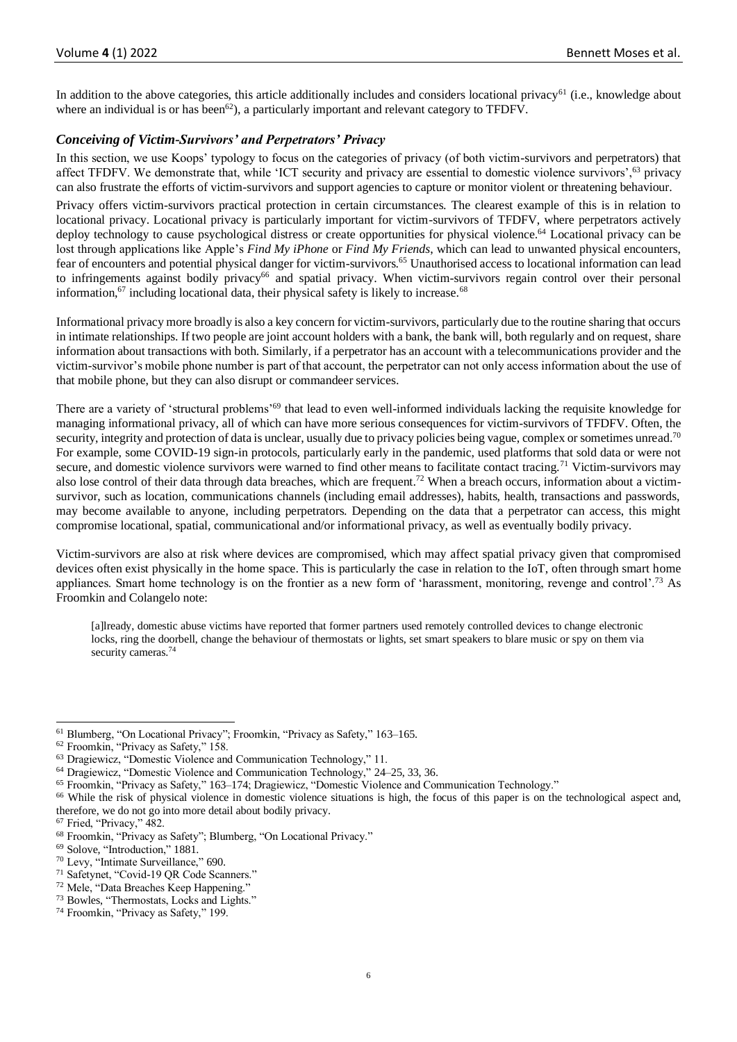In addition to the above categories, this article additionally includes and considers locational privacy[61] (i.e., knowledge about where an individual is or has been[62]), a particularly important and relevant category to TFDFV.

### *Conceiving of Victim-Survivors' and Perpetrators' Privacy*

In this section, we use Koops' typology to focus on the categories of privacy (of both victim-survivors and perpetrators) that affect TFDFV. We demonstrate that, while 'ICT security and privacy are essential to domestic violence survivors',[63] privacy can also frustrate the efforts of victim-survivors and support agencies to capture or monitor violent or threatening behaviour.

Privacy offers victim-survivors practical protection in certain circumstances. The clearest example of this is in relation to locational privacy. Locational privacy is particularly important for victim-survivors of TFDFV, where perpetrators actively deploy technology to cause psychological distress or create opportunities for physical violence.[64] Locational privacy can be lost through applications like Apple's *Find My iPhone* or *Find My Friends*, which can lead to unwanted physical encounters, fear of encounters and potential physical danger for victim-survivors.[65] Unauthorised access to locational information can lead to infringements against bodily privacy[66] and spatial privacy. When victim-survivors regain control over their personal information,[67] including locational data, their physical safety is likely to increase.[68]

Informational privacy more broadly is also a key concern for victim-survivors, particularly due to the routine sharing that occurs in intimate relationships. If two people are joint account holders with a bank, the bank will, both regularly and on request, share information about transactions with both. Similarly, if a perpetrator has an account with a telecommunications provider and the victim-survivor's mobile phone number is part of that account, the perpetrator can not only access information about the use of that mobile phone, but they can also disrupt or commandeer services.

There are a variety of 'structural problems'[69] that lead to even well-informed individuals lacking the requisite knowledge for managing informational privacy, all of which can have more serious consequences for victim-survivors of TFDFV. Often, the security, integrity and protection of data is unclear, usually due to privacy policies being vague, complex or sometimes unread.[70] For example, some COVID-19 sign-in protocols, particularly early in the pandemic, used platforms that sold data or were not secure, and domestic violence survivors were warned to find other means to facilitate contact tracing.[71] Victim-survivors may also lose control of their data through data breaches, which are frequent.[72] When a breach occurs, information about a victim-survivor, such as location, communications channels (including email addresses), habits, health, transactions and passwords, may become available to anyone, including perpetrators. Depending on the data that a perpetrator can access, this might compromise locational, spatial, communicational and/or informational privacy, as well as eventually bodily privacy.

Victim-survivors are also at risk where devices are compromised, which may affect spatial privacy given that compromised devices often exist physically in the home space. This is particularly the case in relation to the IoT, often through smart home appliances. Smart home technology is on the frontier as a new form of 'harassment, monitoring, revenge and control'.[73] As Froomkin and Colangelo note:

> [a]lready, domestic abuse victims have reported that former partners used remotely controlled devices to change electronic locks, ring the doorbell, change the behaviour of thermostats or lights, set smart speakers to blare music or spy on them via security cameras.[74]

---

[61] Blumberg, "On Locational Privacy"; Froomkin, "Privacy as Safety," 163–165.

[62] Froomkin, "Privacy as Safety," 158.

[63] Dragiewicz, "Domestic Violence and Communication Technology," 11.

[64] Dragiewicz, "Domestic Violence and Communication Technology," 24–25, 33, 36.

[65] Froomkin, "Privacy as Safety," 163–174; Dragiewicz, "Domestic Violence and Communication Technology."

[66] While the risk of physical violence in domestic violence situations is high, the focus of this paper is on the technological aspect and, therefore, we do not go into more detail about bodily privacy.

[67] Fried, "Privacy," 482.

[68] Froomkin, "Privacy as Safety"; Blumberg, "On Locational Privacy."

[69] Solove, "Introduction," 1881.

[70] Levy, "Intimate Surveillance," 690.

[71] Safetynet, "Covid-19 QR Code Scanners."

[72] Mele, "Data Breaches Keep Happening."

[73] Bowles, "Thermostats, Locks and Lights."

[74] Froomkin, "Privacy as Safety," 199.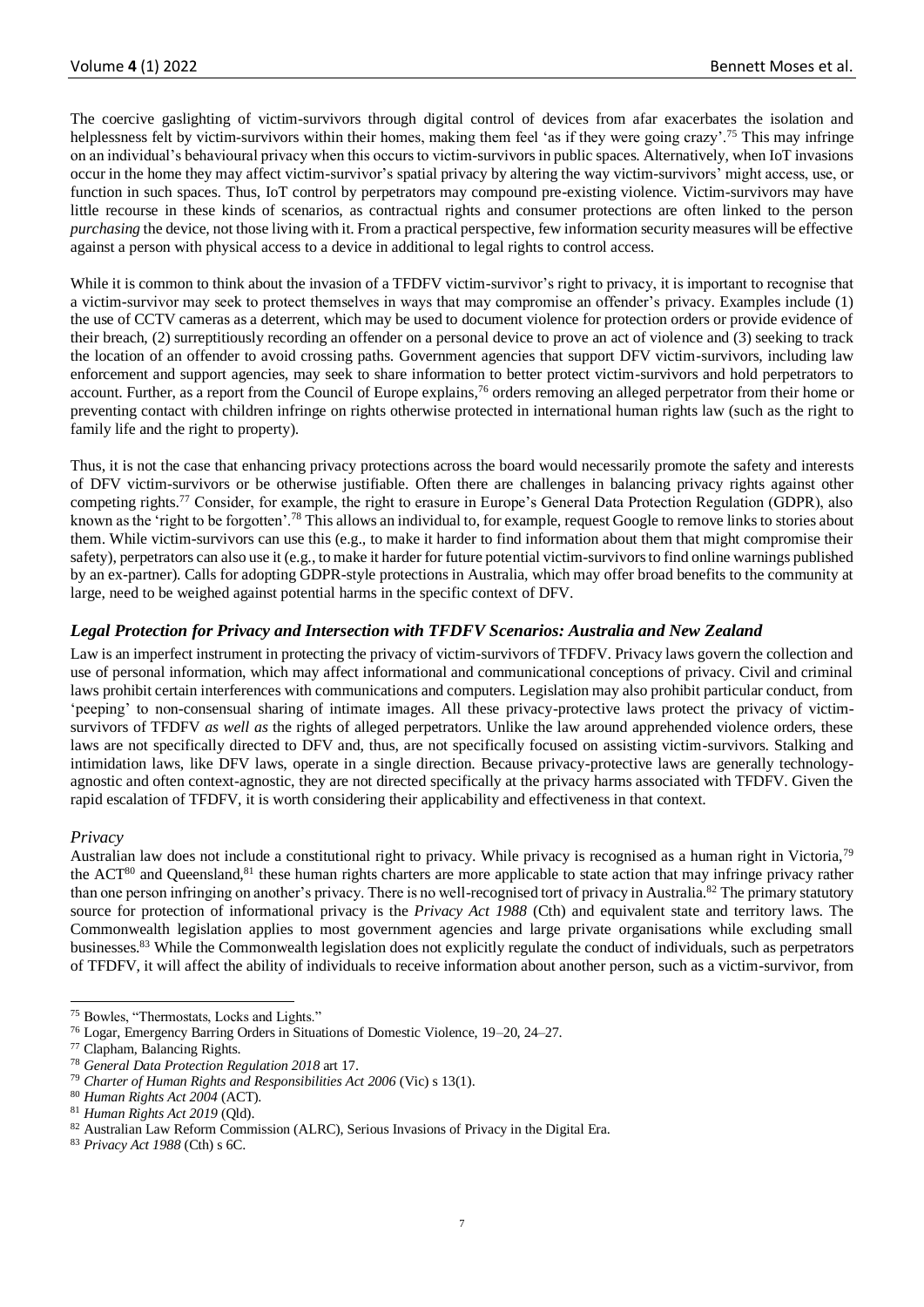The coercive gaslighting of victim-survivors through digital control of devices from afar exacerbates the isolation and helplessness felt by victim-survivors within their homes, making them feel 'as if they were going crazy'.[75] This may infringe on an individual's behavioural privacy when this occurs to victim-survivors in public spaces. Alternatively, when IoT invasions occur in the home they may affect victim-survivor's spatial privacy by altering the way victim-survivors' might access, use, or function in such spaces. Thus, IoT control by perpetrators may compound pre-existing violence. Victim-survivors may have little recourse in these kinds of scenarios, as contractual rights and consumer protections are often linked to the person *purchasing* the device, not those living with it. From a practical perspective, few information security measures will be effective against a person with physical access to a device in additional to legal rights to control access.

While it is common to think about the invasion of a TFDFV victim-survivor's right to privacy, it is important to recognise that a victim-survivor may seek to protect themselves in ways that may compromise an offender's privacy. Examples include (1) the use of CCTV cameras as a deterrent, which may be used to document violence for protection orders or provide evidence of their breach, (2) surreptitiously recording an offender on a personal device to prove an act of violence and (3) seeking to track the location of an offender to avoid crossing paths. Government agencies that support DFV victim-survivors, including law enforcement and support agencies, may seek to share information to better protect victim-survivors and hold perpetrators to account. Further, as a report from the Council of Europe explains,[76] orders removing an alleged perpetrator from their home or preventing contact with children infringe on rights otherwise protected in international human rights law (such as the right to family life and the right to property).

Thus, it is not the case that enhancing privacy protections across the board would necessarily promote the safety and interests of DFV victim-survivors or be otherwise justifiable. Often there are challenges in balancing privacy rights against other competing rights.[77] Consider, for example, the right to erasure in Europe's General Data Protection Regulation (GDPR), also known as the 'right to be forgotten'.[78] This allows an individual to, for example, request Google to remove links to stories about them. While victim-survivors can use this (e.g., to make it harder to find information about them that might compromise their safety), perpetrators can also use it (e.g., to make it harder for future potential victim-survivors to find online warnings published by an ex-partner). Calls for adopting GDPR-style protections in Australia, which may offer broad benefits to the community at large, need to be weighed against potential harms in the specific context of DFV.

### *Legal Protection for Privacy and Intersection with TFDFV Scenarios: Australia and New Zealand*

Law is an imperfect instrument in protecting the privacy of victim-survivors of TFDFV. Privacy laws govern the collection and use of personal information, which may affect informational and communicational conceptions of privacy. Civil and criminal laws prohibit certain interferences with communications and computers. Legislation may also prohibit particular conduct, from 'peeping' to non-consensual sharing of intimate images. All these privacy-protective laws protect the privacy of victim-survivors of TFDFV *as well as* the rights of alleged perpetrators. Unlike the law around apprehended violence orders, these laws are not specifically directed to DFV and, thus, are not specifically focused on assisting victim-survivors. Stalking and intimidation laws, like DFV laws, operate in a single direction. Because privacy-protective laws are generally technology-agnostic and often context-agnostic, they are not directed specifically at the privacy harms associated with TFDFV. Given the rapid escalation of TFDFV, it is worth considering their applicability and effectiveness in that context.

#### *Privacy*

Australian law does not include a constitutional right to privacy. While privacy is recognised as a human right in Victoria,[79] the ACT[80] and Queensland,[81] these human rights charters are more applicable to state action that may infringe privacy rather than one person infringing on another's privacy. There is no well-recognised tort of privacy in Australia.[82] The primary statutory source for protection of informational privacy is the *Privacy Act 1988* (Cth) and equivalent state and territory laws. The Commonwealth legislation applies to most government agencies and large private organisations while excluding small businesses.[83] While the Commonwealth legislation does not explicitly regulate the conduct of individuals, such as perpetrators of TFDFV, it will affect the ability of individuals to receive information about another person, such as a victim-survivor, from

---

[75] Bowles, "Thermostats, Locks and Lights."

[76] Logar, Emergency Barring Orders in Situations of Domestic Violence, 19–20, 24–27.

[77] Clapham, Balancing Rights.

[78] *General Data Protection Regulation 2018* art 17.

[79] *Charter of Human Rights and Responsibilities Act 2006* (Vic) s 13(1).

[80] *Human Rights Act 2004* (ACT).

[81] *Human Rights Act 2019* (Qld).

[82] Australian Law Reform Commission (ALRC), Serious Invasions of Privacy in the Digital Era.

[83] *Privacy Act 1988* (Cth) s 6C.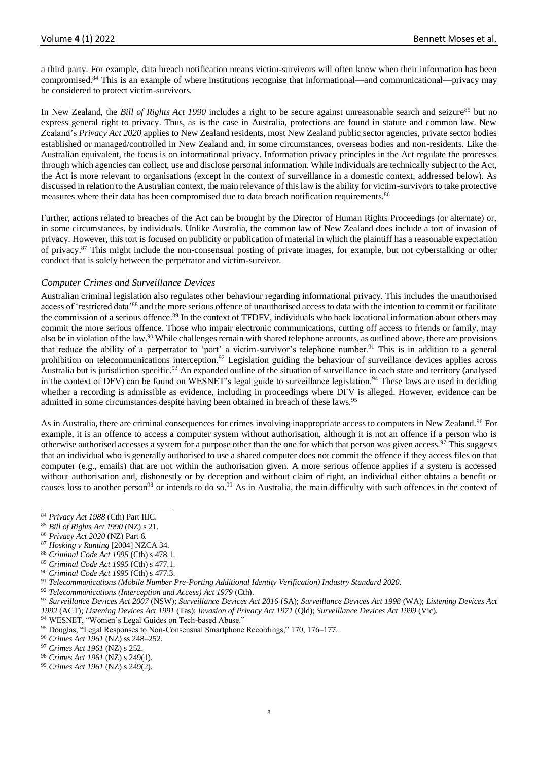a third party. For example, data breach notification means victim-survivors will often know when their information has been compromised.[84] This is an example of where institutions recognise that informational—and communicational—privacy may be considered to protect victim-survivors.

In New Zealand, the *Bill of Rights Act 1990* includes a right to be secure against unreasonable search and seizure[85] but no express general right to privacy. Thus, as is the case in Australia, protections are found in statute and common law. New Zealand's *Privacy Act 2020* applies to New Zealand residents, most New Zealand public sector agencies, private sector bodies established or managed/controlled in New Zealand and, in some circumstances, overseas bodies and non-residents. Like the Australian equivalent, the focus is on informational privacy. Information privacy principles in the Act regulate the processes through which agencies can collect, use and disclose personal information. While individuals are technically subject to the Act, the Act is more relevant to organisations (except in the context of surveillance in a domestic context, addressed below). As discussed in relation to the Australian context, the main relevance of this law is the ability for victim-survivors to take protective measures where their data has been compromised due to data breach notification requirements.[86]

Further, actions related to breaches of the Act can be brought by the Director of Human Rights Proceedings (or alternate) or, in some circumstances, by individuals. Unlike Australia, the common law of New Zealand does include a tort of invasion of privacy. However, this tort is focused on publicity or publication of material in which the plaintiff has a reasonable expectation of privacy.[87] This might include the non-consensual posting of private images, for example, but not cyberstalking or other conduct that is solely between the perpetrator and victim-survivor.

### *Computer Crimes and Surveillance Devices*

Australian criminal legislation also regulates other behaviour regarding informational privacy. This includes the unauthorised access of 'restricted data'[88] and the more serious offence of unauthorised access to data with the intention to commit or facilitate the commission of a serious offence.[89] In the context of TFDFV, individuals who hack locational information about others may commit the more serious offence. Those who impair electronic communications, cutting off access to friends or family, may also be in violation of the law.[90] While challenges remain with shared telephone accounts, as outlined above, there are provisions that reduce the ability of a perpetrator to 'port' a victim-survivor's telephone number.[91] This is in addition to a general prohibition on telecommunications interception.[92] Legislation guiding the behaviour of surveillance devices applies across Australia but is jurisdiction specific.[93] An expanded outline of the situation of surveillance in each state and territory (analysed in the context of DFV) can be found on WESNET's legal guide to surveillance legislation.[94] These laws are used in deciding whether a recording is admissible as evidence, including in proceedings where DFV is alleged. However, evidence can be admitted in some circumstances despite having been obtained in breach of these laws.[95]

As in Australia, there are criminal consequences for crimes involving inappropriate access to computers in New Zealand.[96] For example, it is an offence to access a computer system without authorisation, although it is not an offence if a person who is otherwise authorised accesses a system for a purpose other than the one for which that person was given access.[97] This suggests that an individual who is generally authorised to use a shared computer does not commit the offence if they access files on that computer (e.g., emails) that are not within the authorisation given. A more serious offence applies if a system is accessed without authorisation and, dishonestly or by deception and without claim of right, an individual either obtains a benefit or causes loss to another person[98] or intends to do so.[99] As in Australia, the main difficulty with such offences in the context of

---

[84] *Privacy Act 1988* (Cth) Part IIIC.

[85] *Bill of Rights Act 1990* (NZ) s 21.

[86] *Privacy Act 2020* (NZ) Part 6.

[87] *Hosking v Runting* [2004] NZCA 34.

[88] *Criminal Code Act 1995* (Cth) s 478.1.

[89] *Criminal Code Act 1995* (Cth) s 477.1.

[90] *Criminal Code Act 1995* (Cth) s 477.3.

[91] *Telecommunications (Mobile Number Pre-Porting Additional Identity Verification) Industry Standard 2020*.

[92] *Telecommunications (Interception and Access) Act 1979* (Cth).

[93] *Surveillance Devices Act 2007* (NSW); *Surveillance Devices Act 2016* (SA); *Surveillance Devices Act 1998* (WA); *Listening Devices Act 1992* (ACT); *Listening Devices Act 1991* (Tas); *Invasion of Privacy Act 1971* (Qld); *Surveillance Devices Act 1999* (Vic).

[94] WESNET, "Women's Legal Guides on Tech-based Abuse."

[95] Douglas, "Legal Responses to Non-Consensual Smartphone Recordings," 170, 176–177.

[96] *Crimes Act 1961* (NZ) ss 248–252.

[97] *Crimes Act 1961* (NZ) s 252.

[98] *Crimes Act 1961* (NZ) s 249(1).

[99] *Crimes Act 1961* (NZ) s 249(2).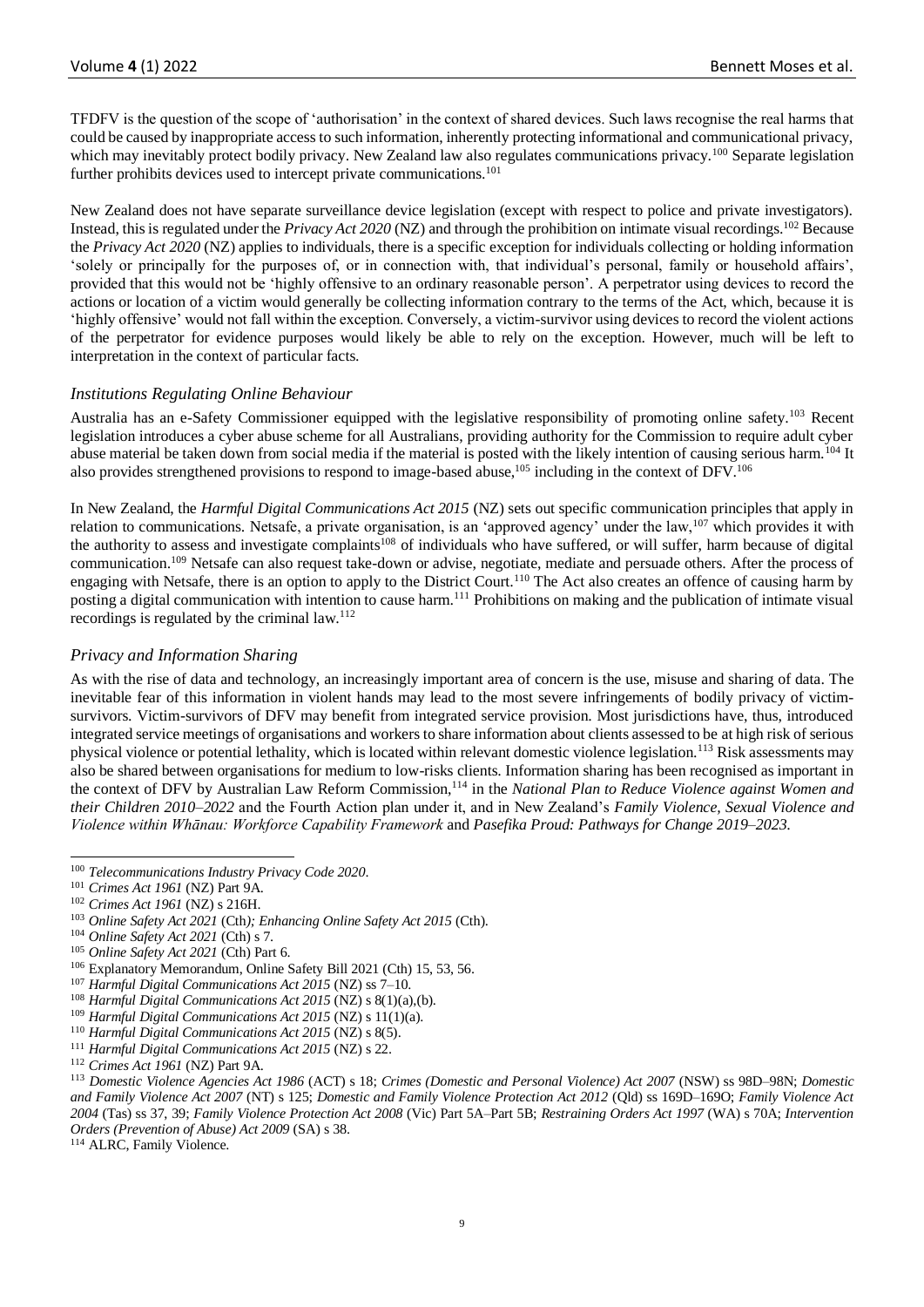TFDFV is the question of the scope of 'authorisation' in the context of shared devices. Such laws recognise the real harms that could be caused by inappropriate access to such information, inherently protecting informational and communicational privacy, which may inevitably protect bodily privacy. New Zealand law also regulates communications privacy.[100] Separate legislation further prohibits devices used to intercept private communications.[101]

New Zealand does not have separate surveillance device legislation (except with respect to police and private investigators). Instead, this is regulated under the *Privacy Act 2020* (NZ) and through the prohibition on intimate visual recordings.[102] Because the *Privacy Act 2020* (NZ) applies to individuals, there is a specific exception for individuals collecting or holding information 'solely or principally for the purposes of, or in connection with, that individual's personal, family or household affairs', provided that this would not be 'highly offensive to an ordinary reasonable person'. A perpetrator using devices to record the actions or location of a victim would generally be collecting information contrary to the terms of the Act, which, because it is 'highly offensive' would not fall within the exception. Conversely, a victim-survivor using devices to record the violent actions of the perpetrator for evidence purposes would likely be able to rely on the exception. However, much will be left to interpretation in the context of particular facts.

### *Institutions Regulating Online Behaviour*

Australia has an e-Safety Commissioner equipped with the legislative responsibility of promoting online safety.[103] Recent legislation introduces a cyber abuse scheme for all Australians, providing authority for the Commission to require adult cyber abuse material be taken down from social media if the material is posted with the likely intention of causing serious harm.[104] It also provides strengthened provisions to respond to image-based abuse,[105] including in the context of DFV.[106]

In New Zealand, the *Harmful Digital Communications Act 2015* (NZ) sets out specific communication principles that apply in relation to communications. Netsafe, a private organisation, is an 'approved agency' under the law,[107] which provides it with the authority to assess and investigate complaints[108] of individuals who have suffered, or will suffer, harm because of digital communication.[109] Netsafe can also request take-down or advise, negotiate, mediate and persuade others. After the process of engaging with Netsafe, there is an option to apply to the District Court.[110] The Act also creates an offence of causing harm by posting a digital communication with intention to cause harm.[111] Prohibitions on making and the publication of intimate visual recordings is regulated by the criminal law.[112]

### *Privacy and Information Sharing*

As with the rise of data and technology, an increasingly important area of concern is the use, misuse and sharing of data. The inevitable fear of this information in violent hands may lead to the most severe infringements of bodily privacy of victim-survivors. Victim-survivors of DFV may benefit from integrated service provision. Most jurisdictions have, thus, introduced integrated service meetings of organisations and workers to share information about clients assessed to be at high risk of serious physical violence or potential lethality, which is located within relevant domestic violence legislation.[113] Risk assessments may also be shared between organisations for medium to low-risks clients. Information sharing has been recognised as important in the context of DFV by Australian Law Reform Commission,[114] in the *National Plan to Reduce Violence against Women and their Children 2010–2022* and the Fourth Action plan under it, and in New Zealand's *Family Violence, Sexual Violence and Violence within Whānau: Workforce Capability Framework* and *Pasefika Proud: Pathways for Change 2019–2023*.

---

[100] *Telecommunications Industry Privacy Code 2020*.

[101] *Crimes Act 1961* (NZ) Part 9A.

[102] *Crimes Act 1961* (NZ) s 216H.

[103] *Online Safety Act 2021* (Cth)*; Enhancing Online Safety Act 2015* (Cth).

[104] *Online Safety Act 2021* (Cth) s 7.

[105] *Online Safety Act 2021* (Cth) Part 6.

[106] Explanatory Memorandum, Online Safety Bill 2021 (Cth) 15, 53, 56.

[107] *Harmful Digital Communications Act 2015* (NZ) ss 7–10.

[108] *Harmful Digital Communications Act 2015* (NZ) s 8(1)(a),(b).

[109] *Harmful Digital Communications Act 2015* (NZ) s 11(1)(a).

[110] *Harmful Digital Communications Act 2015* (NZ) s 8(5).

[111] *Harmful Digital Communications Act 2015* (NZ) s 22.

[112] *Crimes Act 1961* (NZ) Part 9A.

[113] *Domestic Violence Agencies Act 1986* (ACT) s 18; *Crimes (Domestic and Personal Violence) Act 2007* (NSW) ss 98D–98N; *Domestic and Family Violence Act 2007* (NT) s 125; *Domestic and Family Violence Protection Act 2012* (Qld) ss 169D–169O; *Family Violence Act 2004* (Tas) ss 37, 39; *Family Violence Protection Act 2008* (Vic) Part 5A–Part 5B; *Restraining Orders Act 1997* (WA) s 70A; *Intervention Orders (Prevention of Abuse) Act 2009* (SA) s 38.

[114] ALRC, Family Violence.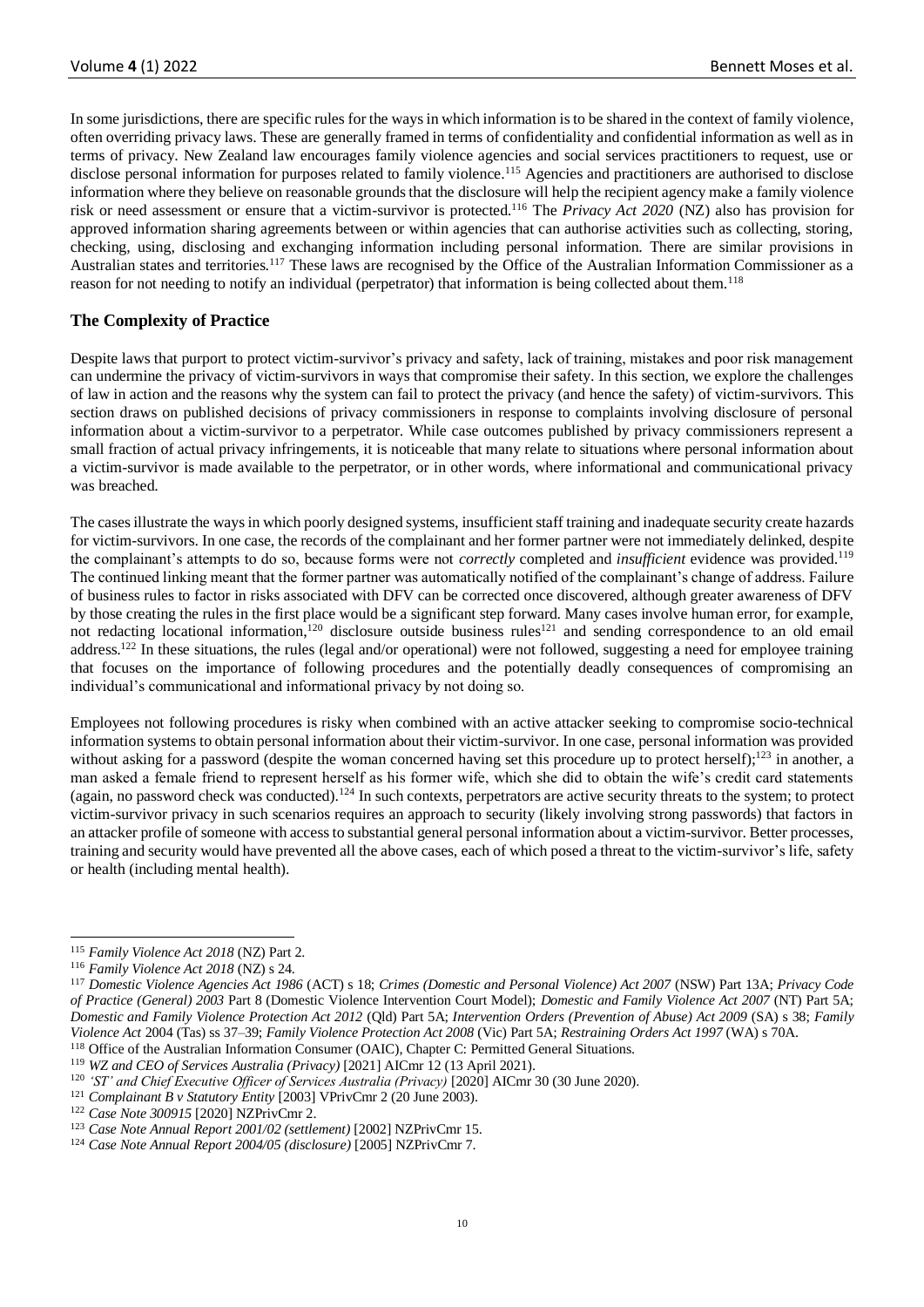In some jurisdictions, there are specific rules for the ways in which information is to be shared in the context of family violence, often overriding privacy laws. These are generally framed in terms of confidentiality and confidential information as well as in terms of privacy. New Zealand law encourages family violence agencies and social services practitioners to request, use or disclose personal information for purposes related to family violence.[115] Agencies and practitioners are authorised to disclose information where they believe on reasonable grounds that the disclosure will help the recipient agency make a family violence risk or need assessment or ensure that a victim-survivor is protected.[116] The *Privacy Act 2020* (NZ) also has provision for approved information sharing agreements between or within agencies that can authorise activities such as collecting, storing, checking, using, disclosing and exchanging information including personal information. There are similar provisions in Australian states and territories.[117] These laws are recognised by the Office of the Australian Information Commissioner as a reason for not needing to notify an individual (perpetrator) that information is being collected about them.[118]

## The Complexity of Practice

Despite laws that purport to protect victim-survivor's privacy and safety, lack of training, mistakes and poor risk management can undermine the privacy of victim-survivors in ways that compromise their safety. In this section, we explore the challenges of law in action and the reasons why the system can fail to protect the privacy (and hence the safety) of victim-survivors. This section draws on published decisions of privacy commissioners in response to complaints involving disclosure of personal information about a victim-survivor to a perpetrator. While case outcomes published by privacy commissioners represent a small fraction of actual privacy infringements, it is noticeable that many relate to situations where personal information about a victim-survivor is made available to the perpetrator, or in other words, where informational and communicational privacy was breached.

The cases illustrate the ways in which poorly designed systems, insufficient staff training and inadequate security create hazards for victim-survivors. In one case, the records of the complainant and her former partner were not immediately delinked, despite the complainant's attempts to do so, because forms were not *correctly* completed and *insufficient* evidence was provided.[119] The continued linking meant that the former partner was automatically notified of the complainant's change of address. Failure of business rules to factor in risks associated with DFV can be corrected once discovered, although greater awareness of DFV by those creating the rules in the first place would be a significant step forward. Many cases involve human error, for example, not redacting locational information,[120] disclosure outside business rules[121] and sending correspondence to an old email address.[122] In these situations, the rules (legal and/or operational) were not followed, suggesting a need for employee training that focuses on the importance of following procedures and the potentially deadly consequences of compromising an individual's communicational and informational privacy by not doing so.

Employees not following procedures is risky when combined with an active attacker seeking to compromise socio-technical information systems to obtain personal information about their victim-survivor. In one case, personal information was provided without asking for a password (despite the woman concerned having set this procedure up to protect herself);[123] in another, a man asked a female friend to represent herself as his former wife, which she did to obtain the wife's credit card statements (again, no password check was conducted).[124] In such contexts, perpetrators are active security threats to the system; to protect victim-survivor privacy in such scenarios requires an approach to security (likely involving strong passwords) that factors in an attacker profile of someone with access to substantial general personal information about a victim-survivor. Better processes, training and security would have prevented all the above cases, each of which posed a threat to the victim-survivor's life, safety or health (including mental health).

---

[115] *Family Violence Act 2018* (NZ) Part 2.

[116] *Family Violence Act 2018* (NZ) s 24.

[117] *Domestic Violence Agencies Act 1986* (ACT) s 18; *Crimes (Domestic and Personal Violence) Act 2007* (NSW) Part 13A; *Privacy Code of Practice (General) 2003* Part 8 (Domestic Violence Intervention Court Model); *Domestic and Family Violence Act 2007* (NT) Part 5A; *Domestic and Family Violence Protection Act 2012* (Qld) Part 5A; *Intervention Orders (Prevention of Abuse) Act 2009* (SA) s 38; *Family Violence Act* 2004 (Tas) ss 37–39; *Family Violence Protection Act 2008* (Vic) Part 5A; *Restraining Orders Act 1997* (WA) s 70A.

[118] Office of the Australian Information Consumer (OAIC), Chapter C: Permitted General Situations.

[119] *WZ and CEO of Services Australia (Privacy)* [2021] AICmr 12 (13 April 2021).

[120] *'ST' and Chief Executive Officer of Services Australia (Privacy)* [2020] AICmr 30 (30 June 2020).

[121] *Complainant B v Statutory Entity* [2003] VPrivCmr 2 (20 June 2003).

[122] *Case Note 300915* [2020] NZPrivCmr 2.

[123] *Case Note Annual Report 2001/02 (settlement)* [2002] NZPrivCmr 15.

[124] *Case Note Annual Report 2004/05 (disclosure)* [2005] NZPrivCmr 7.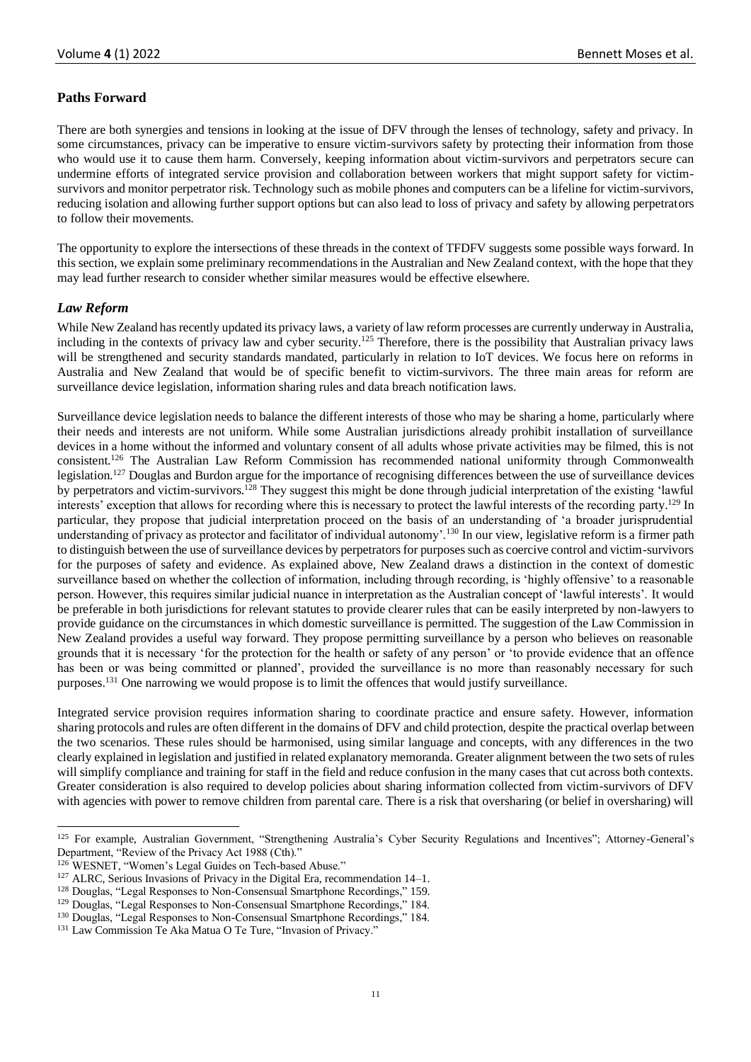## Paths Forward

There are both synergies and tensions in looking at the issue of DFV through the lenses of technology, safety and privacy. In some circumstances, privacy can be imperative to ensure victim-survivors safety by protecting their information from those who would use it to cause them harm. Conversely, keeping information about victim-survivors and perpetrators secure can undermine efforts of integrated service provision and collaboration between workers that might support safety for victim-survivors and monitor perpetrator risk. Technology such as mobile phones and computers can be a lifeline for victim-survivors, reducing isolation and allowing further support options but can also lead to loss of privacy and safety by allowing perpetrators to follow their movements.

The opportunity to explore the intersections of these threads in the context of TFDFV suggests some possible ways forward. In this section, we explain some preliminary recommendations in the Australian and New Zealand context, with the hope that they may lead further research to consider whether similar measures would be effective elsewhere.

### *Law Reform*

While New Zealand has recently updated its privacy laws, a variety of law reform processes are currently underway in Australia, including in the contexts of privacy law and cyber security.[125] Therefore, there is the possibility that Australian privacy laws will be strengthened and security standards mandated, particularly in relation to IoT devices. We focus here on reforms in Australia and New Zealand that would be of specific benefit to victim-survivors. The three main areas for reform are surveillance device legislation, information sharing rules and data breach notification laws.

Surveillance device legislation needs to balance the different interests of those who may be sharing a home, particularly where their needs and interests are not uniform. While some Australian jurisdictions already prohibit installation of surveillance devices in a home without the informed and voluntary consent of all adults whose private activities may be filmed, this is not consistent.[126] The Australian Law Reform Commission has recommended national uniformity through Commonwealth legislation.[127] Douglas and Burdon argue for the importance of recognising differences between the use of surveillance devices by perpetrators and victim-survivors.[128] They suggest this might be done through judicial interpretation of the existing 'lawful interests' exception that allows for recording where this is necessary to protect the lawful interests of the recording party.[129] In particular, they propose that judicial interpretation proceed on the basis of an understanding of 'a broader jurisprudential understanding of privacy as protector and facilitator of individual autonomy'.[130] In our view, legislative reform is a firmer path to distinguish between the use of surveillance devices by perpetrators for purposes such as coercive control and victim-survivors for the purposes of safety and evidence. As explained above, New Zealand draws a distinction in the context of domestic surveillance based on whether the collection of information, including through recording, is 'highly offensive' to a reasonable person. However, this requires similar judicial nuance in interpretation as the Australian concept of 'lawful interests'. It would be preferable in both jurisdictions for relevant statutes to provide clearer rules that can be easily interpreted by non-lawyers to provide guidance on the circumstances in which domestic surveillance is permitted. The suggestion of the Law Commission in New Zealand provides a useful way forward. They propose permitting surveillance by a person who believes on reasonable grounds that it is necessary 'for the protection for the health or safety of any person' or 'to provide evidence that an offence has been or was being committed or planned', provided the surveillance is no more than reasonably necessary for such purposes.[131] One narrowing we would propose is to limit the offences that would justify surveillance.

Integrated service provision requires information sharing to coordinate practice and ensure safety. However, information sharing protocols and rules are often different in the domains of DFV and child protection, despite the practical overlap between the two scenarios. These rules should be harmonised, using similar language and concepts, with any differences in the two clearly explained in legislation and justified in related explanatory memoranda. Greater alignment between the two sets of rules will simplify compliance and training for staff in the field and reduce confusion in the many cases that cut across both contexts. Greater consideration is also required to develop policies about sharing information collected from victim-survivors of DFV with agencies with power to remove children from parental care. There is a risk that oversharing (or belief in oversharing) will

---

[125] For example, Australian Government, "Strengthening Australia's Cyber Security Regulations and Incentives"; Attorney-General's Department, "Review of the Privacy Act 1988 (Cth)."

[126] WESNET, "Women's Legal Guides on Tech-based Abuse."

[127] ALRC, Serious Invasions of Privacy in the Digital Era, recommendation 14–1.

[128] Douglas, "Legal Responses to Non-Consensual Smartphone Recordings," 159.

[129] Douglas, "Legal Responses to Non-Consensual Smartphone Recordings," 184.

[130] Douglas, "Legal Responses to Non-Consensual Smartphone Recordings," 184.

[131] Law Commission Te Aka Matua O Te Ture, "Invasion of Privacy."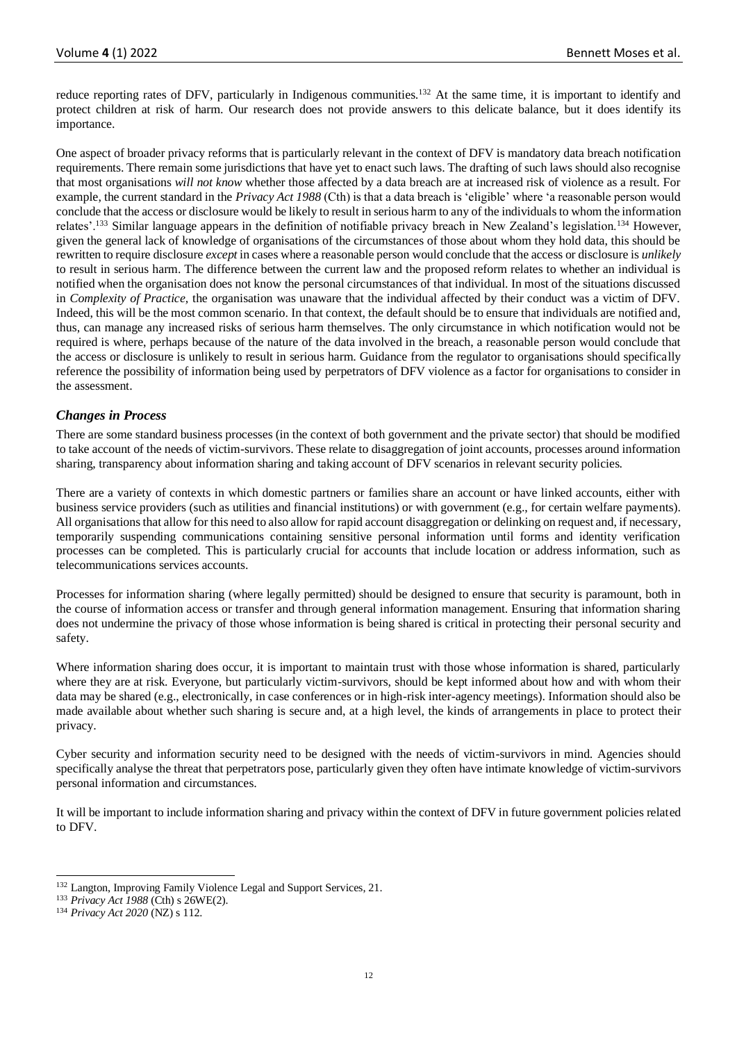reduce reporting rates of DFV, particularly in Indigenous communities.[132] At the same time, it is important to identify and protect children at risk of harm. Our research does not provide answers to this delicate balance, but it does identify its importance.

One aspect of broader privacy reforms that is particularly relevant in the context of DFV is mandatory data breach notification requirements. There remain some jurisdictions that have yet to enact such laws. The drafting of such laws should also recognise that most organisations *will not know* whether those affected by a data breach are at increased risk of violence as a result. For example, the current standard in the *Privacy Act 1988* (Cth) is that a data breach is 'eligible' where 'a reasonable person would conclude that the access or disclosure would be likely to result in serious harm to any of the individuals to whom the information relates'.[133] Similar language appears in the definition of notifiable privacy breach in New Zealand's legislation.[134] However, given the general lack of knowledge of organisations of the circumstances of those about whom they hold data, this should be rewritten to require disclosure *except* in cases where a reasonable person would conclude that the access or disclosure is *unlikely* to result in serious harm. The difference between the current law and the proposed reform relates to whether an individual is notified when the organisation does not know the personal circumstances of that individual. In most of the situations discussed in *Complexity of Practice*, the organisation was unaware that the individual affected by their conduct was a victim of DFV. Indeed, this will be the most common scenario. In that context, the default should be to ensure that individuals are notified and, thus, can manage any increased risks of serious harm themselves. The only circumstance in which notification would not be required is where, perhaps because of the nature of the data involved in the breach, a reasonable person would conclude that the access or disclosure is unlikely to result in serious harm. Guidance from the regulator to organisations should specifically reference the possibility of information being used by perpetrators of DFV violence as a factor for organisations to consider in the assessment.

### *Changes in Process*

There are some standard business processes (in the context of both government and the private sector) that should be modified to take account of the needs of victim-survivors. These relate to disaggregation of joint accounts, processes around information sharing, transparency about information sharing and taking account of DFV scenarios in relevant security policies.

There are a variety of contexts in which domestic partners or families share an account or have linked accounts, either with business service providers (such as utilities and financial institutions) or with government (e.g., for certain welfare payments). All organisations that allow for this need to also allow for rapid account disaggregation or delinking on request and, if necessary, temporarily suspending communications containing sensitive personal information until forms and identity verification processes can be completed. This is particularly crucial for accounts that include location or address information, such as telecommunications services accounts.

Processes for information sharing (where legally permitted) should be designed to ensure that security is paramount, both in the course of information access or transfer and through general information management. Ensuring that information sharing does not undermine the privacy of those whose information is being shared is critical in protecting their personal security and safety.

Where information sharing does occur, it is important to maintain trust with those whose information is shared, particularly where they are at risk. Everyone, but particularly victim-survivors, should be kept informed about how and with whom their data may be shared (e.g., electronically, in case conferences or in high-risk inter-agency meetings). Information should also be made available about whether such sharing is secure and, at a high level, the kinds of arrangements in place to protect their privacy.

Cyber security and information security need to be designed with the needs of victim-survivors in mind. Agencies should specifically analyse the threat that perpetrators pose, particularly given they often have intimate knowledge of victim-survivors personal information and circumstances.

It will be important to include information sharing and privacy within the context of DFV in future government policies related to DFV.

---

[132] Langton, Improving Family Violence Legal and Support Services, 21.

[133] *Privacy Act 1988* (Cth) s 26WE(2).

[134] *Privacy Act 2020* (NZ) s 112.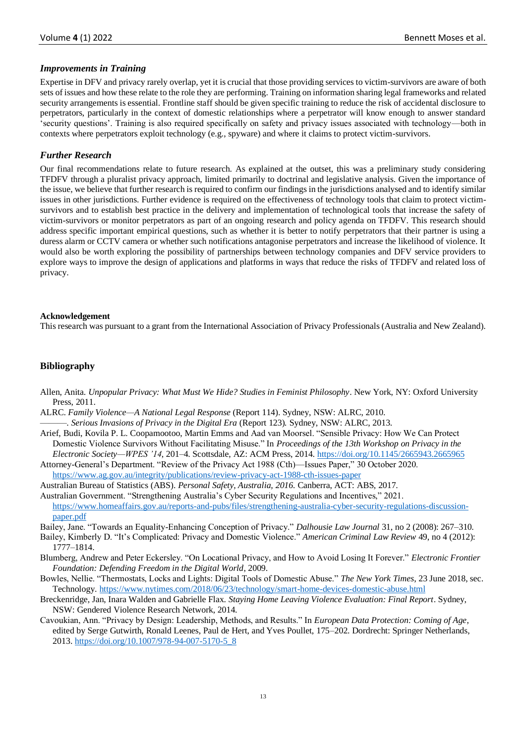### *Improvements in Training*

Expertise in DFV and privacy rarely overlap, yet it is crucial that those providing services to victim-survivors are aware of both sets of issues and how these relate to the role they are performing. Training on information sharing legal frameworks and related security arrangements is essential. Frontline staff should be given specific training to reduce the risk of accidental disclosure to perpetrators, particularly in the context of domestic relationships where a perpetrator will know enough to answer standard 'security questions'. Training is also required specifically on safety and privacy issues associated with technology—both in contexts where perpetrators exploit technology (e.g., spyware) and where it claims to protect victim-survivors.

### *Further Research*

Our final recommendations relate to future research. As explained at the outset, this was a preliminary study considering TFDFV through a pluralist privacy approach, limited primarily to doctrinal and legislative analysis. Given the importance of the issue, we believe that further research is required to confirm our findings in the jurisdictions analysed and to identify similar issues in other jurisdictions. Further evidence is required on the effectiveness of technology tools that claim to protect victim-survivors and to establish best practice in the delivery and implementation of technological tools that increase the safety of victim-survivors or monitor perpetrators as part of an ongoing research and policy agenda on TFDFV. This research should address specific important empirical questions, such as whether it is better to notify perpetrators that their partner is using a duress alarm or CCTV camera or whether such notifications antagonise perpetrators and increase the likelihood of violence. It would also be worth exploring the possibility of partnerships between technology companies and DFV service providers to explore ways to improve the design of applications and platforms in ways that reduce the risks of TFDFV and related loss of privacy.

**Acknowledgement**

This research was pursuant to a grant from the International Association of Privacy Professionals (Australia and New Zealand).

## Bibliography

Allen, Anita. *Unpopular Privacy: What Must We Hide? Studies in Feminist Philosophy*. New York, NY: Oxford University Press, 2011.

ALRC. *Family Violence—A National Legal Response* (Report 114). Sydney, NSW: ALRC, 2010.

———. *Serious Invasions of Privacy in the Digital Era* (Report 123). Sydney, NSW: ALRC, 2013.

Arief, Budi, Kovila P. L. Coopamootoo, Martin Emms and Aad van Moorsel. "Sensible Privacy: How We Can Protect Domestic Violence Survivors Without Facilitating Misuse." In *Proceedings of the 13th Workshop on Privacy in the Electronic Society—WPES '14*, 201–4. Scottsdale, AZ: ACM Press, 2014. https://doi.org/10.1145/2665943.2665965

Attorney-General's Department. "Review of the Privacy Act 1988 (Cth)—Issues Paper," 30 October 2020. https://www.ag.gov.au/integrity/publications/review-privacy-act-1988-cth-issues-paper

Australian Bureau of Statistics (ABS). *Personal Safety, Australia, 2016.* Canberra, ACT: ABS, 2017.

Australian Government. "Strengthening Australia's Cyber Security Regulations and Incentives," 2021. https://www.homeaffairs.gov.au/reports-and-pubs/files/strengthening-australia-cyber-security-regulations-discussion-paper.pdf

Bailey, Jane. "Towards an Equality-Enhancing Conception of Privacy." *Dalhousie Law Journal* 31, no 2 (2008): 267–310.

Bailey, Kimberly D. "It's Complicated: Privacy and Domestic Violence." *American Criminal Law Review* 49, no 4 (2012): 1777–1814.

Blumberg, Andrew and Peter Eckersley. "On Locational Privacy, and How to Avoid Losing It Forever." *Electronic Frontier Foundation: Defending Freedom in the Digital World*, 2009.

Bowles, Nellie. "Thermostats, Locks and Lights: Digital Tools of Domestic Abuse." *The New York Times*, 23 June 2018, sec. Technology. https://www.nytimes.com/2018/06/23/technology/smart-home-devices-domestic-abuse.html

Breckenridge, Jan, Inara Walden and Gabrielle Flax. *Staying Home Leaving Violence Evaluation: Final Report*. Sydney, NSW: Gendered Violence Research Network, 2014.

Cavoukian, Ann. "Privacy by Design: Leadership, Methods, and Results." In *European Data Protection: Coming of Age*, edited by Serge Gutwirth, Ronald Leenes, Paul de Hert, and Yves Poullet, 175–202. Dordrecht: Springer Netherlands, 2013. https://doi.org/10.1007/978-94-007-5170-5_8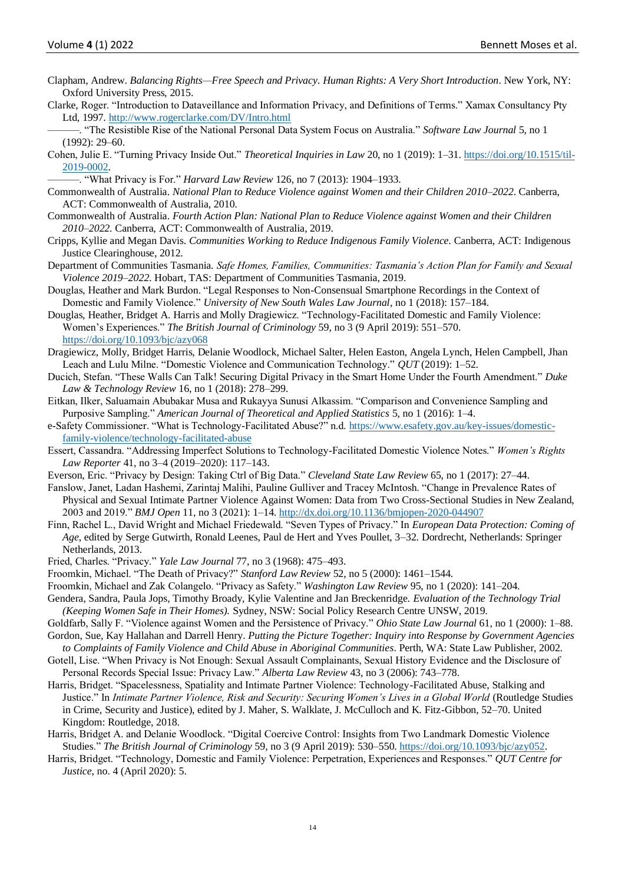Clapham, Andrew. *Balancing Rights—Free Speech and Privacy. Human Rights: A Very Short Introduction*. New York, NY: Oxford University Press, 2015.

Clarke, Roger. "Introduction to Dataveillance and Information Privacy, and Definitions of Terms." Xamax Consultancy Pty Ltd, 1997. http://www.rogerclarke.com/DV/Intro.html

———. "The Resistible Rise of the National Personal Data System Focus on Australia." *Software Law Journal* 5, no 1 (1992): 29–60.

Cohen, Julie E. "Turning Privacy Inside Out." *Theoretical Inquiries in Law* 20, no 1 (2019): 1–31. https://doi.org/10.1515/til-2019-0002.

———. "What Privacy is For." *Harvard Law Review* 126, no 7 (2013): 1904–1933.

Commonwealth of Australia. *National Plan to Reduce Violence against Women and their Children 2010–2022*. Canberra, ACT: Commonwealth of Australia, 2010.

Commonwealth of Australia. *Fourth Action Plan: National Plan to Reduce Violence against Women and their Children 2010–2022.* Canberra, ACT: Commonwealth of Australia, 2019.

Cripps, Kyllie and Megan Davis. *Communities Working to Reduce Indigenous Family Violence*. Canberra, ACT: Indigenous Justice Clearinghouse, 2012.

Department of Communities Tasmania. *Safe Homes, Families, Communities: Tasmania's Action Plan for Family and Sexual Violence 2019–2022.* Hobart, TAS: Department of Communities Tasmania, 2019.

Douglas, Heather and Mark Burdon. "Legal Responses to Non-Consensual Smartphone Recordings in the Context of Domestic and Family Violence." *University of New South Wales Law Journal*, no 1 (2018): 157–184.

Douglas, Heather, Bridget A. Harris and Molly Dragiewicz. "Technology-Facilitated Domestic and Family Violence: Women's Experiences." *The British Journal of Criminology* 59, no 3 (9 April 2019): 551–570. https://doi.org/10.1093/bjc/azy068

Dragiewicz, Molly, Bridget Harris, Delanie Woodlock, Michael Salter, Helen Easton, Angela Lynch, Helen Campbell, Jhan Leach and Lulu Milne. "Domestic Violence and Communication Technology." *QUT* (2019): 1–52.

Ducich, Stefan. "These Walls Can Talk! Securing Digital Privacy in the Smart Home Under the Fourth Amendment." *Duke Law & Technology Review* 16, no 1 (2018): 278–299.

Eitkan, Ilker, Saluamain Abubakar Musa and Rukayya Sunusi Alkassim. "Comparison and Convenience Sampling and Purposive Sampling." *American Journal of Theoretical and Applied Statistics* 5, no 1 (2016): 1–4.

e-Safety Commissioner. "What is Technology-Facilitated Abuse?" n.d. https://www.esafety.gov.au/key-issues/domestic-family-violence/technology-facilitated-abuse

Essert, Cassandra. "Addressing Imperfect Solutions to Technology-Facilitated Domestic Violence Notes." *Women's Rights Law Reporter* 41, no 3–4 (2019–2020): 117–143.

Everson, Eric. "Privacy by Design: Taking Ctrl of Big Data." *Cleveland State Law Review* 65, no 1 (2017): 27–44.

Fanslow, Janet, Ladan Hashemi, Zarintaj Malihi, Pauline Gulliver and Tracey McIntosh. "Change in Prevalence Rates of Physical and Sexual Intimate Partner Violence Against Women: Data from Two Cross-Sectional Studies in New Zealand, 2003 and 2019." *BMJ Open* 11, no 3 (2021): 1–14. http://dx.doi.org/10.1136/bmjopen-2020-044907

Finn, Rachel L., David Wright and Michael Friedewald. "Seven Types of Privacy." In *European Data Protection: Coming of Age*, edited by Serge Gutwirth, Ronald Leenes, Paul de Hert and Yves Poullet, 3–32. Dordrecht, Netherlands: Springer Netherlands, 2013.

Fried, Charles. "Privacy." *Yale Law Journal* 77, no 3 (1968): 475–493.

Froomkin, Michael. "The Death of Privacy?" *Stanford Law Review* 52, no 5 (2000): 1461–1544.

Froomkin, Michael and Zak Colangelo. "Privacy as Safety." *Washington Law Review* 95, no 1 (2020): 141–204.

Gendera, Sandra, Paula Jops, Timothy Broady, Kylie Valentine and Jan Breckenridge. *Evaluation of the Technology Trial (Keeping Women Safe in Their Homes).* Sydney, NSW: Social Policy Research Centre UNSW, 2019.

Goldfarb, Sally F. "Violence against Women and the Persistence of Privacy." *Ohio State Law Journal* 61, no 1 (2000): 1–88.

Gordon, Sue, Kay Hallahan and Darrell Henry. *Putting the Picture Together: Inquiry into Response by Government Agencies to Complaints of Family Violence and Child Abuse in Aboriginal Communities*. Perth, WA: State Law Publisher, 2002.

Gotell, Lise. "When Privacy is Not Enough: Sexual Assault Complainants, Sexual History Evidence and the Disclosure of Personal Records Special Issue: Privacy Law." *Alberta Law Review* 43, no 3 (2006): 743–778.

Harris, Bridget. "Spacelessness, Spatiality and Intimate Partner Violence: Technology-Facilitated Abuse, Stalking and Justice." In *Intimate Partner Violence, Risk and Security: Securing Women's Lives in a Global World* (Routledge Studies in Crime, Security and Justice), edited by J. Maher, S. Walklate, J. McCulloch and K. Fitz-Gibbon, 52–70. United Kingdom: Routledge, 2018.

Harris, Bridget A. and Delanie Woodlock. "Digital Coercive Control: Insights from Two Landmark Domestic Violence Studies." *The British Journal of Criminology* 59, no 3 (9 April 2019): 530–550. https://doi.org/10.1093/bjc/azy052.

Harris, Bridget. "Technology, Domestic and Family Violence: Perpetration, Experiences and Responses." *QUT Centre for Justice*, no. 4 (April 2020): 5.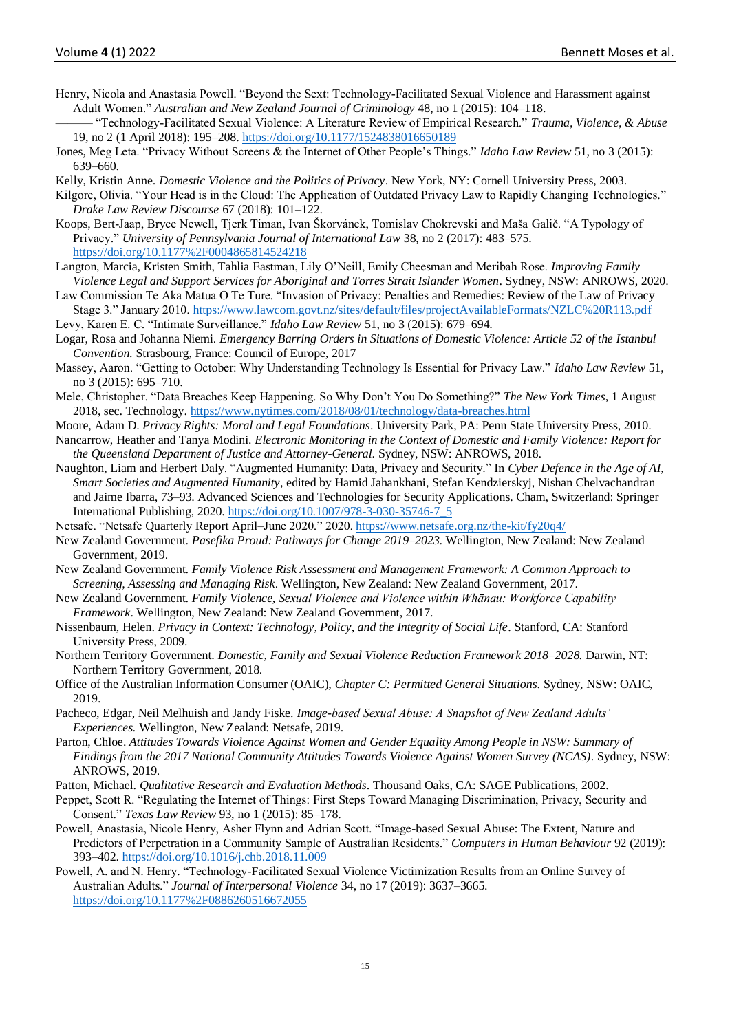Henry, Nicola and Anastasia Powell. "Beyond the Sext: Technology-Facilitated Sexual Violence and Harassment against Adult Women." *Australian and New Zealand Journal of Criminology* 48, no 1 (2015): 104–118.

——— "Technology-Facilitated Sexual Violence: A Literature Review of Empirical Research." *Trauma, Violence, & Abuse* 19, no 2 (1 April 2018): 195–208. https://doi.org/10.1177/1524838016650189

Jones, Meg Leta. "Privacy Without Screens & the Internet of Other People's Things." *Idaho Law Review* 51, no 3 (2015): 639–660.

Kelly, Kristin Anne. *Domestic Violence and the Politics of Privacy*. New York, NY: Cornell University Press, 2003.

Kilgore, Olivia. "Your Head is in the Cloud: The Application of Outdated Privacy Law to Rapidly Changing Technologies." *Drake Law Review Discourse* 67 (2018): 101–122.

Koops, Bert-Jaap, Bryce Newell, Tjerk Timan, Ivan Škorvánek, Tomislav Chokrevski and Maša Galič. "A Typology of Privacy." *University of Pennsylvania Journal of International Law* 38, no 2 (2017): 483–575. https://doi.org/10.1177%2F0004865814524218

Langton, Marcia, Kristen Smith, Tahlia Eastman, Lily O'Neill, Emily Cheesman and Meribah Rose. *Improving Family Violence Legal and Support Services for Aboriginal and Torres Strait Islander Women*. Sydney, NSW: ANROWS, 2020.

Law Commission Te Aka Matua O Te Ture. "Invasion of Privacy: Penalties and Remedies: Review of the Law of Privacy Stage 3." January 2010. https://www.lawcom.govt.nz/sites/default/files/projectAvailableFormats/NZLC%20R113.pdf

Levy, Karen E. C. "Intimate Surveillance." *Idaho Law Review* 51, no 3 (2015): 679–694.

Logar, Rosa and Johanna Niemi. *Emergency Barring Orders in Situations of Domestic Violence: Article 52 of the Istanbul Convention.* Strasbourg, France: Council of Europe, 2017

Massey, Aaron. "Getting to October: Why Understanding Technology Is Essential for Privacy Law." *Idaho Law Review* 51, no 3 (2015): 695–710.

Mele, Christopher. "Data Breaches Keep Happening. So Why Don't You Do Something?" *The New York Times*, 1 August 2018, sec. Technology. https://www.nytimes.com/2018/08/01/technology/data-breaches.html

Moore, Adam D. *Privacy Rights: Moral and Legal Foundations*. University Park, PA: Penn State University Press, 2010.

Nancarrow, Heather and Tanya Modini. *Electronic Monitoring in the Context of Domestic and Family Violence: Report for the Queensland Department of Justice and Attorney-General.* Sydney, NSW: ANROWS, 2018.

Naughton, Liam and Herbert Daly. "Augmented Humanity: Data, Privacy and Security." In *Cyber Defence in the Age of AI, Smart Societies and Augmented Humanity*, edited by Hamid Jahankhani, Stefan Kendzierskyj, Nishan Chelvachandran and Jaime Ibarra, 73–93. Advanced Sciences and Technologies for Security Applications. Cham, Switzerland: Springer International Publishing, 2020. https://doi.org/10.1007/978-3-030-35746-7_5

Netsafe. "Netsafe Quarterly Report April–June 2020." 2020. https://www.netsafe.org.nz/the-kit/fy20q4/

New Zealand Government. *Pasefika Proud: Pathways for Change 2019–2023.* Wellington, New Zealand: New Zealand Government, 2019.

New Zealand Government. *Family Violence Risk Assessment and Management Framework: A Common Approach to Screening, Assessing and Managing Risk*. Wellington, New Zealand: New Zealand Government, 2017.

New Zealand Government. *Family Violence, Sexual Violence and Violence within Whānau: Workforce Capability Framework*. Wellington, New Zealand: New Zealand Government, 2017.

Nissenbaum, Helen. *Privacy in Context: Technology, Policy, and the Integrity of Social Life*. Stanford, CA: Stanford University Press, 2009.

Northern Territory Government. *Domestic, Family and Sexual Violence Reduction Framework 2018–2028.* Darwin, NT: Northern Territory Government, 2018.

Office of the Australian Information Consumer (OAIC), *Chapter C: Permitted General Situations.* Sydney, NSW: OAIC, 2019.

Pacheco, Edgar, Neil Melhuish and Jandy Fiske. *Image-based Sexual Abuse: A Snapshot of New Zealand Adults' Experiences.* Wellington, New Zealand: Netsafe, 2019.

Parton, Chloe. *Attitudes Towards Violence Against Women and Gender Equality Among People in NSW: Summary of Findings from the 2017 National Community Attitudes Towards Violence Against Women Survey (NCAS)*. Sydney, NSW: ANROWS, 2019.

Patton, Michael. *Qualitative Research and Evaluation Methods*. Thousand Oaks, CA: SAGE Publications, 2002.

Peppet, Scott R. "Regulating the Internet of Things: First Steps Toward Managing Discrimination, Privacy, Security and Consent." *Texas Law Review* 93, no 1 (2015): 85–178.

Powell, Anastasia, Nicole Henry, Asher Flynn and Adrian Scott. "Image-based Sexual Abuse: The Extent, Nature and Predictors of Perpetration in a Community Sample of Australian Residents." *Computers in Human Behaviour* 92 (2019): 393–402. https://doi.org/10.1016/j.chb.2018.11.009

Powell, A. and N. Henry. "Technology-Facilitated Sexual Violence Victimization Results from an Online Survey of Australian Adults." *Journal of Interpersonal Violence* 34, no 17 (2019): 3637–3665. https://doi.org/10.1177%2F0886260516672055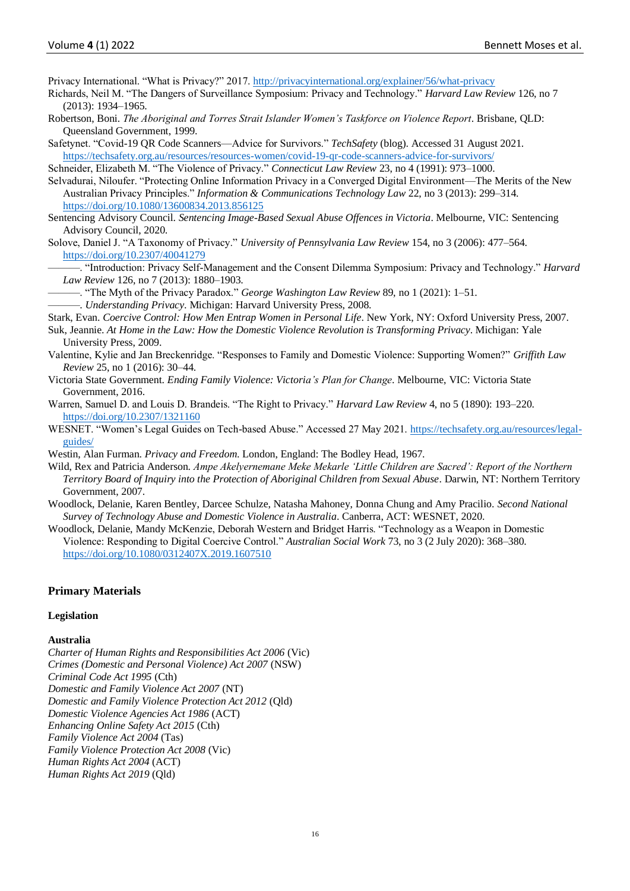Privacy International. "What is Privacy?" 2017. http://privacyinternational.org/explainer/56/what-privacy

Richards, Neil M. "The Dangers of Surveillance Symposium: Privacy and Technology." *Harvard Law Review* 126, no 7 (2013): 1934–1965.

Robertson, Boni. *The Aboriginal and Torres Strait Islander Women's Taskforce on Violence Report*. Brisbane, QLD: Queensland Government, 1999.

Safetynet. "Covid-19 QR Code Scanners—Advice for Survivors." *TechSafety* (blog). Accessed 31 August 2021. https://techsafety.org.au/resources/resources-women/covid-19-qr-code-scanners-advice-for-survivors/

Schneider, Elizabeth M. "The Violence of Privacy." *Connecticut Law Review* 23, no 4 (1991): 973–1000.

Selvadurai, Niloufer. "Protecting Online Information Privacy in a Converged Digital Environment—The Merits of the New Australian Privacy Principles." *Information & Communications Technology Law* 22, no 3 (2013): 299–314. https://doi.org/10.1080/13600834.2013.856125

Sentencing Advisory Council. *Sentencing Image-Based Sexual Abuse Offences in Victoria*. Melbourne, VIC: Sentencing Advisory Council, 2020.

Solove, Daniel J. "A Taxonomy of Privacy." *University of Pennsylvania Law Review* 154, no 3 (2006): 477–564. https://doi.org/10.2307/40041279

———. "Introduction: Privacy Self-Management and the Consent Dilemma Symposium: Privacy and Technology." *Harvard Law Review* 126, no 7 (2013): 1880–1903.

———. "The Myth of the Privacy Paradox." *George Washington Law Review* 89, no 1 (2021): 1–51.

———. *Understanding Privacy*. Michigan: Harvard University Press, 2008.

Stark, Evan. *Coercive Control: How Men Entrap Women in Personal Life*. New York, NY: Oxford University Press, 2007.

Suk, Jeannie. *At Home in the Law: How the Domestic Violence Revolution is Transforming Privacy*. Michigan: Yale University Press, 2009.

Valentine, Kylie and Jan Breckenridge. "Responses to Family and Domestic Violence: Supporting Women?" *Griffith Law Review* 25, no 1 (2016): 30–44.

Victoria State Government. *Ending Family Violence: Victoria's Plan for Change*. Melbourne, VIC: Victoria State Government, 2016.

Warren, Samuel D. and Louis D. Brandeis. "The Right to Privacy." *Harvard Law Review* 4, no 5 (1890): 193–220. https://doi.org/10.2307/1321160

WESNET. "Women's Legal Guides on Tech-based Abuse." Accessed 27 May 2021. https://techsafety.org.au/resources/legal-guides/

Westin, Alan Furman. *Privacy and Freedom*. London, England: The Bodley Head, 1967.

Wild, Rex and Patricia Anderson. *Ampe Akelyernemane Meke Mekarle 'Little Children are Sacred': Report of the Northern Territory Board of Inquiry into the Protection of Aboriginal Children from Sexual Abuse*. Darwin, NT: Northern Territory Government, 2007.

Woodlock, Delanie, Karen Bentley, Darcee Schulze, Natasha Mahoney, Donna Chung and Amy Pracilio. *Second National Survey of Technology Abuse and Domestic Violence in Australia*. Canberra, ACT: WESNET, 2020.

Woodlock, Delanie, Mandy McKenzie, Deborah Western and Bridget Harris. "Technology as a Weapon in Domestic Violence: Responding to Digital Coercive Control." *Australian Social Work* 73, no 3 (2 July 2020): 368–380. https://doi.org/10.1080/0312407X.2019.1607510

## Primary Materials

### Legislation

#### Australia

*Charter of Human Rights and Responsibilities Act 2006* (Vic)
*Crimes (Domestic and Personal Violence) Act 2007* (NSW)
*Criminal Code Act 1995* (Cth)
*Domestic and Family Violence Act 2007* (NT)
*Domestic and Family Violence Protection Act 2012* (Qld)
*Domestic Violence Agencies Act 1986* (ACT)
*Enhancing Online Safety Act 2015* (Cth)
*Family Violence Act 2004* (Tas)
*Family Violence Protection Act 2008* (Vic)
*Human Rights Act 2004* (ACT)
*Human Rights Act 2019* (Qld)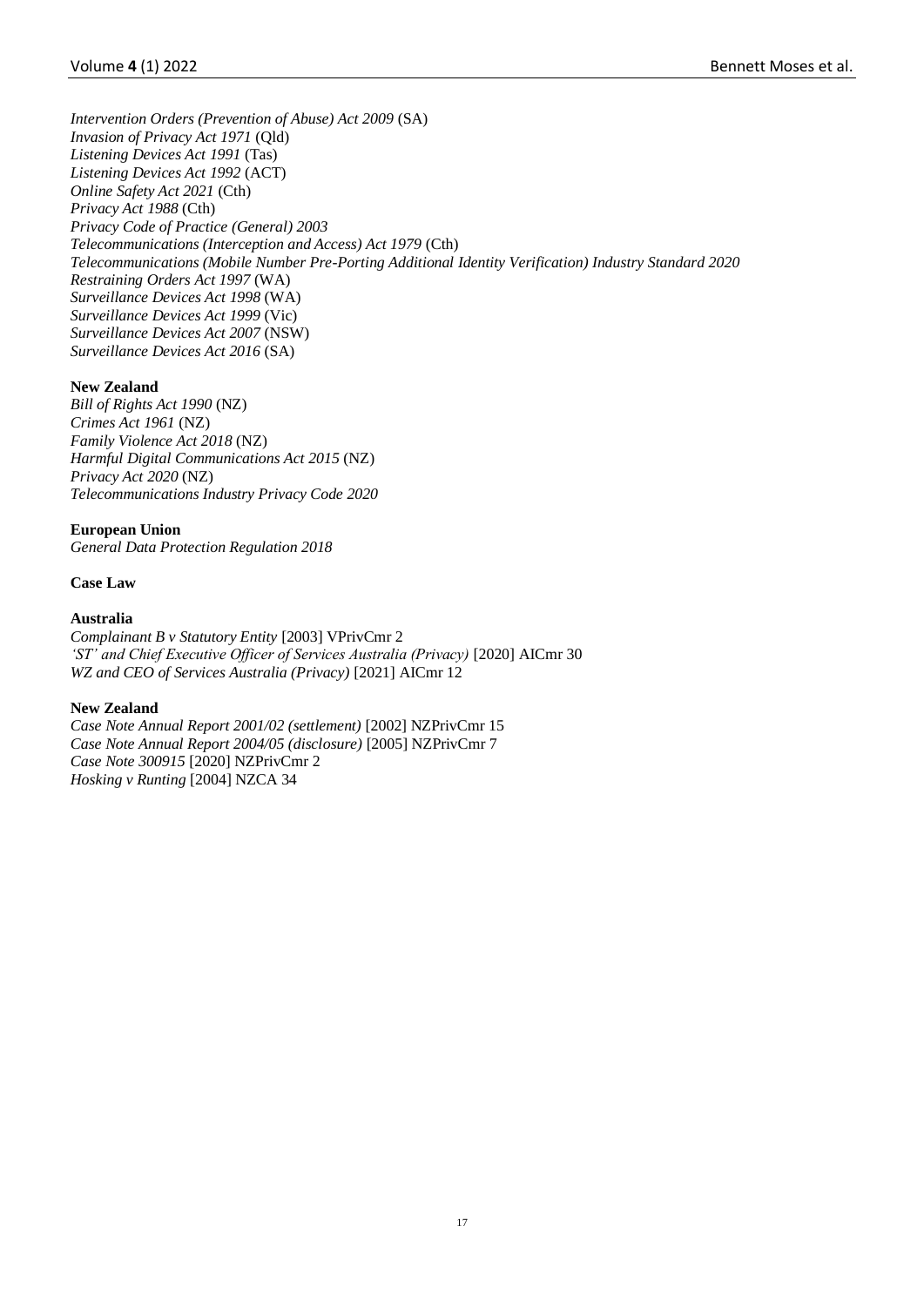*Intervention Orders (Prevention of Abuse) Act 2009* (SA)
*Invasion of Privacy Act 1971* (Qld)
*Listening Devices Act 1991* (Tas)
*Listening Devices Act 1992* (ACT)
*Online Safety Act 2021* (Cth)
*Privacy Act 1988* (Cth)
*Privacy Code of Practice (General) 2003*
*Telecommunications (Interception and Access) Act 1979* (Cth)
*Telecommunications (Mobile Number Pre-Porting Additional Identity Verification) Industry Standard 2020*
*Restraining Orders Act 1997* (WA)
*Surveillance Devices Act 1998* (WA)
*Surveillance Devices Act 1999* (Vic)
*Surveillance Devices Act 2007* (NSW)
*Surveillance Devices Act 2016* (SA)

**New Zealand**
*Bill of Rights Act 1990* (NZ)
*Crimes Act 1961* (NZ)
*Family Violence Act 2018* (NZ)
*Harmful Digital Communications Act 2015* (NZ)
*Privacy Act 2020* (NZ)
*Telecommunications Industry Privacy Code 2020*

**European Union**
*General Data Protection Regulation 2018*

**Case Law**

**Australia**
*Complainant B v Statutory Entity* [2003] VPrivCmr 2
*'ST' and Chief Executive Officer of Services Australia (Privacy)* [2020] AICmr 30
*WZ and CEO of Services Australia (Privacy)* [2021] AICmr 12

**New Zealand**
*Case Note Annual Report 2001/02 (settlement)* [2002] NZPrivCmr 15
*Case Note Annual Report 2004/05 (disclosure)* [2005] NZPrivCmr 7
*Case Note 300915* [2020] NZPrivCmr 2
*Hosking v Runting* [2004] NZCA 34